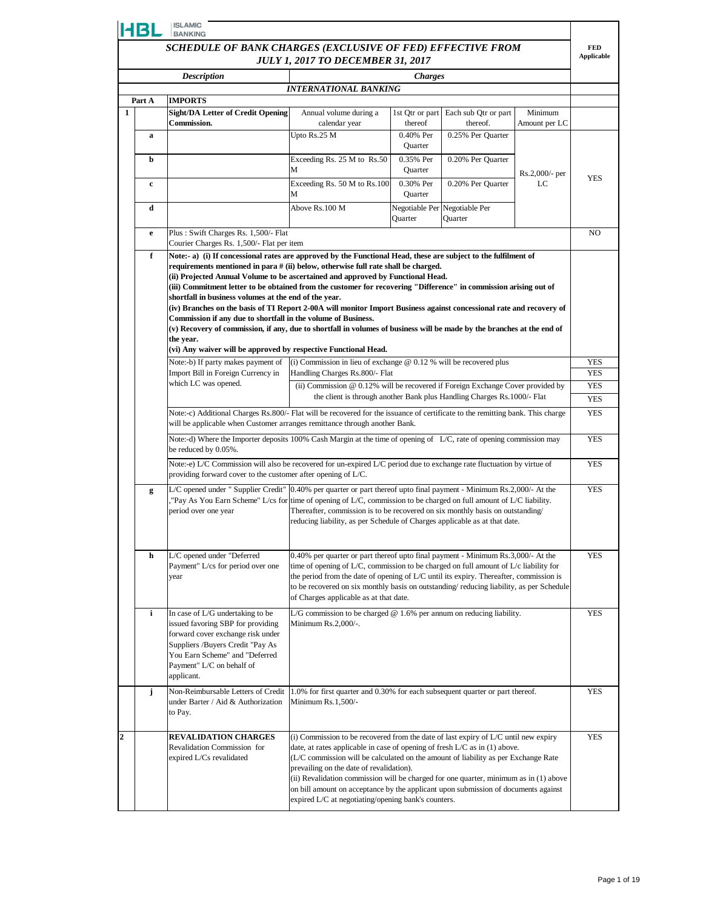HBL ISLAMIC BANKING

## SCHEDULE OF BANK CHARGES (EXCLUSIVE OF FED) EFFECTIVE FROM JULY 1, 2017 TO DECEMBER 31, 2017

| | | Description | Charges | | | | FED Applicable |
|---|---|---|---|---|---|---|---|
| | | | **INTERNATIONAL BANKING** | | | | |
| | **Part A** | **IMPORTS** | | | | | |
| **1** | | **Sight/DA Letter of Credit Opening Commission.** | Annual volume during a calendar year | 1st Qtr or part thereof | Each sub Qtr or part thereof. | Minimum Amount per LC | |
| | **a** | | Upto Rs.25 M | 0.40% Per Quarter | 0.25% Per Quarter | Rs.2,000/- per LC | YES |
| | **b** | | Exceeding Rs. 25 M to Rs.50 M | 0.35% Per Quarter | 0.20% Per Quarter | | |
| | **c** | | Exceeding Rs. 50 M to Rs.100 M | 0.30% Per Quarter | 0.20% Per Quarter | | |
| | **d** | | Above Rs.100 M | Negotiable Per Quarter | Negotiable Per Quarter | | |
| | **e** | Plus : Swift Charges Rs. 1,500/- Flat<br>Courier Charges Rs. 1,500/- Flat per item | | | | | NO |
| | **f** | **Note:- a) (i) If concessional rates are approved by the Functional Head, these are subject to the fulfilment of requirements mentioned in para # (ii) below, otherwise full rate shall be charged.<br>(ii) Projected Annual Volume to be ascertained and approved by Functional Head.<br>(iii) Commitment letter to be obtained from the customer for recovering "Difference" in commission arising out of shortfall in business volumes at the end of the year.<br>(iv) Branches on the basis of TI Report 2-00A will monitor Import Business against concessional rate and recovery of Commission if any due to shortfall in the volume of Business.<br>(v) Recovery of commission, if any, due to shortfall in volumes of business will be made by the branches at the end of the year.<br>(vi) Any waiver will be approved by respective Functional Head.** | | | | | |
| | | Note:-b) If party makes payment of Import Bill in Foreign Currency in which LC was opened. | (i) Commission in lieu of exchange @ 0.12 % will be recovered plus Handling Charges Rs.800/- Flat | | | | YES<br>YES |
| | | | (ii) Commission @ 0.12% will be recovered if Foreign Exchange Cover provided by the client is through another Bank plus Handling Charges Rs.1000/- Flat | | | | YES<br>YES |
| | | Note:-c) Additional Charges Rs.800/- Flat will be recovered for the issuance of certificate to the remitting bank. This charge will be applicable when Customer arranges remittance through another Bank. | | | | | YES |
| | | Note:-d) Where the Importer deposits 100% Cash Margin at the time of opening of L/C, rate of opening commission may be reduced by 0.05%. | | | | | YES |
| | | Note:-e) L/C Commission will also be recovered for un-expired L/C period due to exchange rate fluctuation by virtue of providing forward cover to the customer after opening of L/C. | | | | | YES |
| | **g** | L/C opened under " Supplier Credit" ,"Pay As You Earn Scheme" L/cs for period over one year | 0.40% per quarter or part thereof upto final payment - Minimum Rs.2,000/- At the time of opening of L/C, commission to be charged on full amount of L/C liability. Thereafter, commission is to be recovered on six monthly basis on outstanding/ reducing liability, as per Schedule of Charges applicable as at that date. | | | | YES |
| | **h** | L/C opened under "Deferred Payment" L/cs for period over one year | 0.40% per quarter or part thereof upto final payment - Minimum Rs.3,000/- At the time of opening of L/C, commission to be charged on full amount of L/c liability for the period from the date of opening of L/C until its expiry. Thereafter, commission is to be recovered on six monthly basis on outstanding/ reducing liability, as per Schedule of Charges applicable as at that date. | | | | YES |
| | **i** | In case of L/G undertaking to be issued favoring SBP for providing forward cover exchange risk under Suppliers /Buyers Credit "Pay As You Earn Scheme" and "Deferred Payment" L/C on behalf of applicant. | L/G commission to be charged @ 1.6% per annum on reducing liability. Minimum Rs.2,000/-. | | | | YES |
| | **j** | Non-Reimbursable Letters of Credit under Barter / Aid & Authorization to Pay. | 1.0% for first quarter and 0.30% for each subsequent quarter or part thereof. Minimum Rs.1,500/- | | | | YES |
| **2** | | **REVALIDATION CHARGES**<br>Revalidation Commission for expired L/Cs revalidated | (i) Commission to be recovered from the date of last expiry of L/C until new expiry date, at rates applicable in case of opening of fresh L/C as in (1) above. (L/C commission will be calculated on the amount of liability as per Exchange Rate prevailing on the date of revalidation).<br>(ii) Revalidation commission will be charged for one quarter, minimum as in (1) above on bill amount on acceptance by the applicant upon submission of documents against expired L/C at negotiating/opening bank's counters. | | | | YES |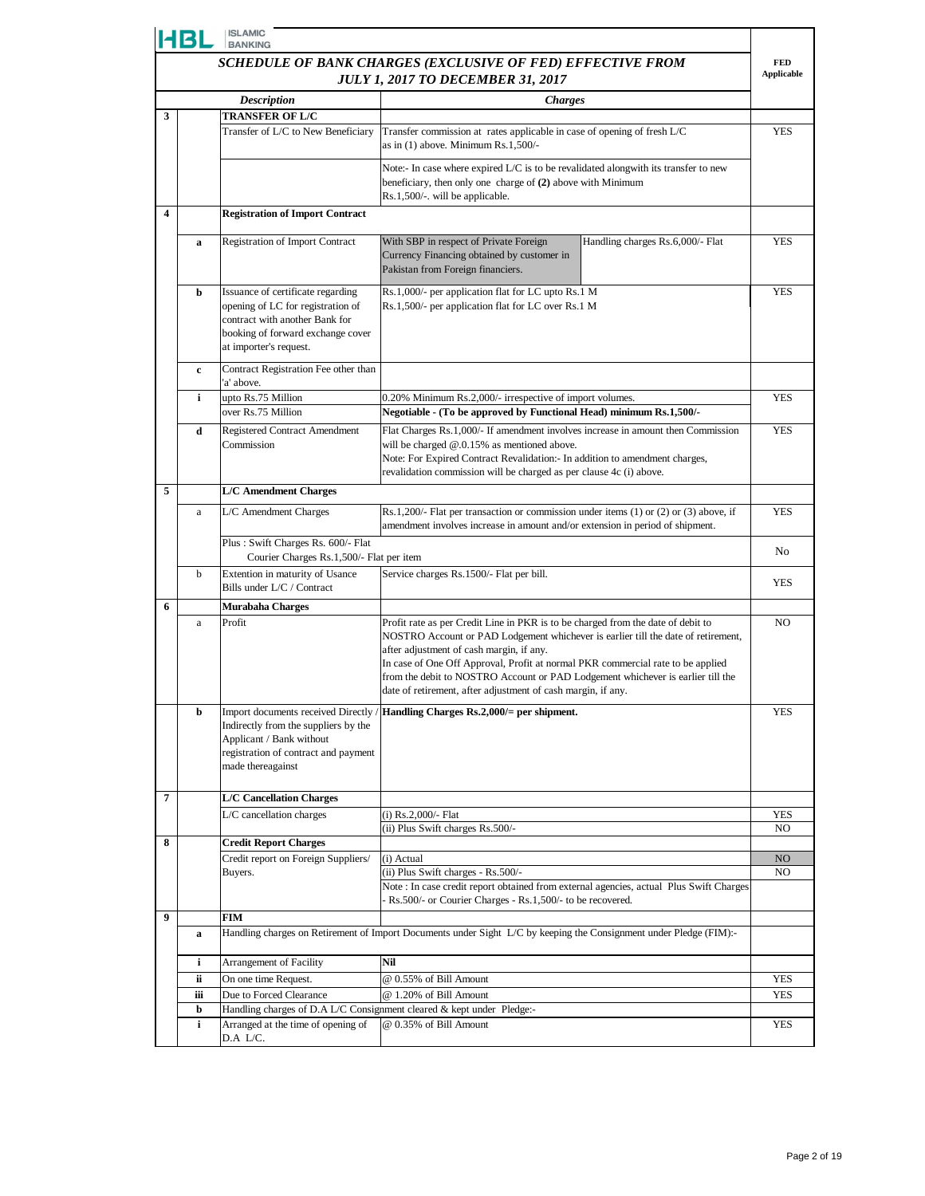HBL ISLAMIC BANKING

## *SCHEDULE OF BANK CHARGES (EXCLUSIVE OF FED) EFFECTIVE FROM JULY 1, 2017 TO DECEMBER 31, 2017*

| | | *Description* | *Charges* | | FED Applicable |
|---|---|---|---|---|---|
| **3** | | **TRANSFER OF L/C** | | | |
| | | Transfer of L/C to New Beneficiary | Transfer commission at rates applicable in case of opening of fresh L/C as in (1) above. Minimum Rs.1,500/- | | YES |
| | | | Note:- In case where expired L/C is to be revalidated alongwith its transfer to new beneficiary, then only one charge of **(2)** above with Minimum Rs.1,500/-. will be applicable. | | |
| **4** | | **Registration of Import Contract** | | | |
| | **a** | Registration of Import Contract | With SBP in respect of Private Foreign Currency Financing obtained by customer in Pakistan from Foreign financiers. | Handling charges Rs.6,000/- Flat | YES |
| | **b** | Issuance of certificate regarding opening of LC for registration of contract with another Bank for booking of forward exchange cover at importer's request. | Rs.1,000/- per application flat for LC upto Rs.1 M<br>Rs.1,500/- per application flat for LC over Rs.1 M | | YES |
| | **c** | Contract Registration Fee other than 'a' above. | | | |
| | **i** | upto Rs.75 Million | 0.20% Minimum Rs.2,000/- irrespective of import volumes. | | YES |
| | | over Rs.75 Million | **Negotiable - (To be approved by Functional Head) minimum Rs.1,500/-** | | |
| | **d** | Registered Contract Amendment Commission | Flat Charges Rs.1,000/- If amendment involves increase in amount then Commission will be charged @.0.15% as mentioned above.<br>Note: For Expired Contract Revalidation:- In addition to amendment charges, revalidation commission will be charged as per clause 4c (i) above. | | YES |
| **5** | | **L/C Amendment Charges** | | | |
| | a | L/C Amendment Charges | Rs.1,200/- Flat per transaction or commission under items (1) or (2) or (3) above, if amendment involves increase in amount and/or extension in period of shipment. | | YES |
| | | Plus : Swift Charges Rs. 600/- Flat<br>Courier Charges Rs.1,500/- Flat per item | | | No |
| | b | Extention in maturity of Usance Bills under L/C / Contract | Service charges Rs.1500/- Flat per bill. | | YES |
| **6** | | **Murabaha Charges** | | | |
| | a | Profit | Profit rate as per Credit Line in PKR is to be charged from the date of debit to NOSTRO Account or PAD Lodgement whichever is earlier till the date of retirement, after adjustment of cash margin, if any.<br>In case of One Off Approval, Profit at normal PKR commercial rate to be applied from the debit to NOSTRO Account or PAD Lodgement whichever is earlier till the date of retirement, after adjustment of cash margin, if any. | | NO |
| | **b** | Import documents received Directly / Indirectly from the suppliers by the Applicant / Bank without registration of contract and payment made thereagainst | **Handling Charges Rs.2,000/= per shipment.** | | YES |
| **7** | | **L/C Cancellation Charges** | | | |
| | | L/C cancellation charges | (i) Rs.2,000/- Flat | | YES |
| | | | (ii) Plus Swift charges Rs.500/- | | NO |
| **8** | | **Credit Report Charges** | | | |
| | | Credit report on Foreign Suppliers/ Buyers. | (i) Actual | | NO |
| | | | (ii) Plus Swift charges - Rs.500/- | | NO |
| | | | Note : In case credit report obtained from external agencies, actual Plus Swift Charges - Rs.500/- or Courier Charges - Rs.1,500/- to be recovered. | | |
| **9** | | **FIM** | | | |
| | **a** | Handling charges on Retirement of Import Documents under Sight L/C by keeping the Consignment under Pledge (FIM):- | | | |
| | **i** | Arrangement of Facility | **Nil** | | |
| | **ii** | On one time Request. | @ 0.55% of Bill Amount | | YES |
| | **iii** | Due to Forced Clearance | @ 1.20% of Bill Amount | | YES |
| | **b** | Handling charges of D.A L/C Consignment cleared & kept under Pledge:- | | | |
| | **i** | Arranged at the time of opening of D.A L/C. | @ 0.35% of Bill Amount | | YES |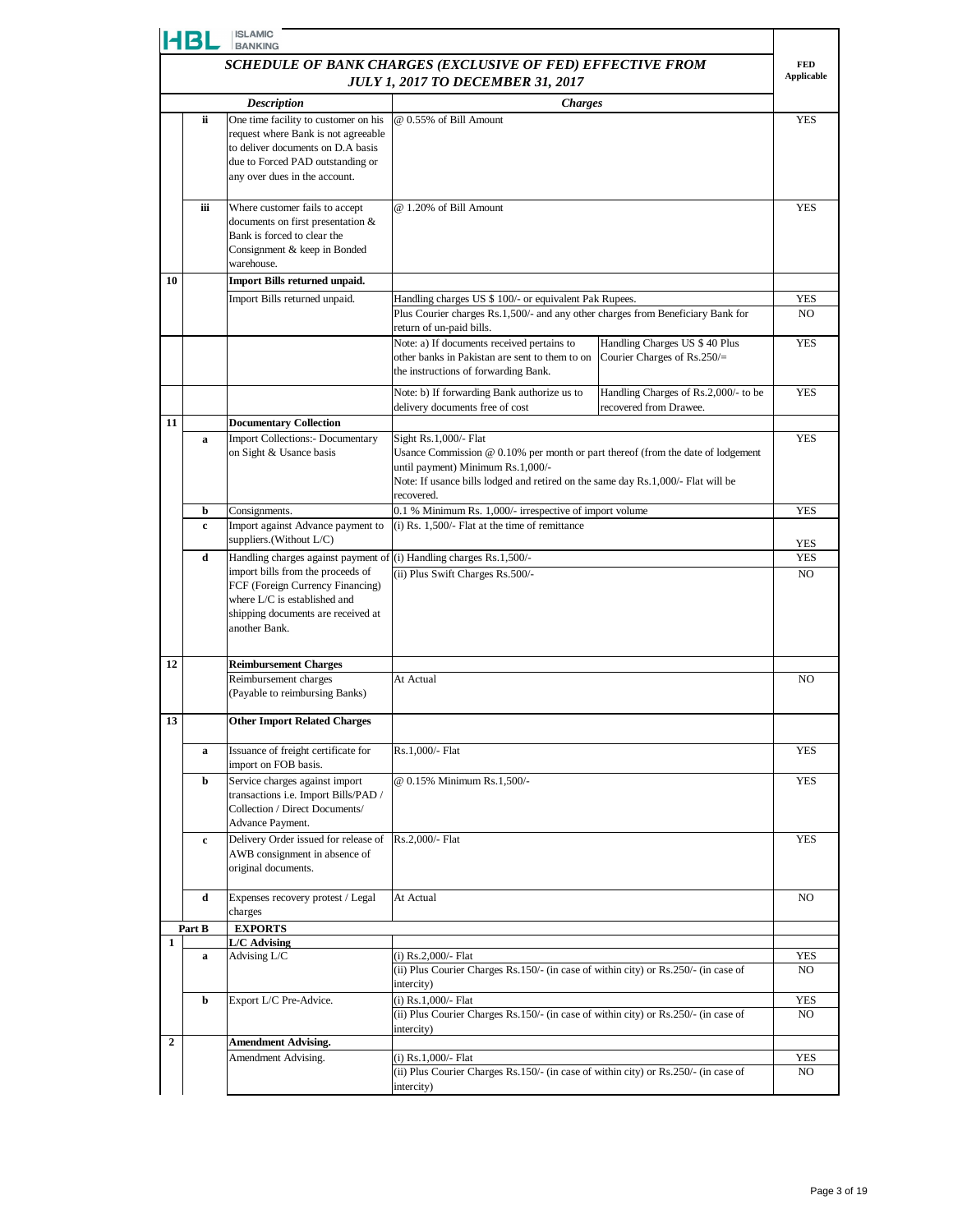HBL ISLAMIC BANKING

## SCHEDULE OF BANK CHARGES (EXCLUSIVE OF FED) EFFECTIVE FROM JULY 1, 2017 TO DECEMBER 31, 2017

| | | *Description* | *Charges* | | FED Applicable |
|---|---|---|---|---|---|
| | ii | One time facility to customer on his request where Bank is not agreeable to deliver documents on D.A basis due to Forced PAD outstanding or any over dues in the account. | @ 0.55% of Bill Amount | | YES |
| | iii | Where customer fails to accept documents on first presentation & Bank is forced to clear the Consignment & keep in Bonded warehouse. | @ 1.20% of Bill Amount | | YES |
| 10 | | **Import Bills returned unpaid.** | | | |
| | | Import Bills returned unpaid. | Handling charges US $ 100/- or equivalent Pak Rupees. | | YES |
| | | | Plus Courier charges Rs.1,500/- and any other charges from Beneficiary Bank for return of un-paid bills. | | NO |
| | | | Note: a) If documents received pertains to other banks in Pakistan are sent to them to on the instructions of forwarding Bank. | Handling Charges US $ 40 Plus Courier Charges of Rs.250/= | YES |
| | | | Note: b) If forwarding Bank authorize us to delivery documents free of cost | Handling Charges of Rs.2,000/- to be recovered from Drawee. | YES |
| 11 | | **Documentary Collection** | | | |
| | a | Import Collections:- Documentary on Sight & Usance basis | Sight Rs.1,000/- Flat<br>Usance Commission @ 0.10% per month or part thereof (from the date of lodgement until payment) Minimum Rs.1,000/-<br>Note: If usance bills lodged and retired on the same day Rs.1,000/- Flat will be recovered. | | YES |
| | b | Consignments. | 0.1 % Minimum Rs. 1,000/- irrespective of import volume | | YES |
| | c | Import against Advance payment to suppliers.(Without L/C) | (i) Rs. 1,500/- Flat at the time of remittance | | YES |
| | d | Handling charges against payment of import bills from the proceeds of FCF (Foreign Currency Financing) where L/C is established and shipping documents are received at another Bank. | (i) Handling charges Rs.1,500/- | | YES |
| | | | (ii) Plus Swift Charges Rs.500/- | | NO |
| 12 | | **Reimbursement Charges** | | | |
| | | Reimbursement charges (Payable to reimbursing Banks) | At Actual | | NO |
| 13 | | **Other Import Related Charges** | | | |
| | a | Issuance of freight certificate for import on FOB basis. | Rs.1,000/- Flat | | YES |
| | b | Service charges against import transactions i.e. Import Bills/PAD / Collection / Direct Documents/ Advance Payment. | @ 0.15% Minimum Rs.1,500/- | | YES |
| | c | Delivery Order issued for release of AWB consignment in absence of original documents. | Rs.2,000/- Flat | | YES |
| | d | Expenses recovery protest / Legal charges | At Actual | | NO |
| | Part B | **EXPORTS** | | | |
| 1 | | **L/C Advising** | | | |
| | a | Advising L/C | (i) Rs.2,000/- Flat | | YES |
| | | | (ii) Plus Courier Charges Rs.150/- (in case of within city) or Rs.250/- (in case of intercity) | | NO |
| | b | Export L/C Pre-Advice. | (i) Rs.1,000/- Flat | | YES |
| | | | (ii) Plus Courier Charges Rs.150/- (in case of within city) or Rs.250/- (in case of intercity) | | NO |
| 2 | | **Amendment Advising.** | | | |
| | | Amendment Advising. | (i) Rs.1,000/- Flat | | YES |
| | | | (ii) Plus Courier Charges Rs.150/- (in case of within city) or Rs.250/- (in case of intercity) | | NO |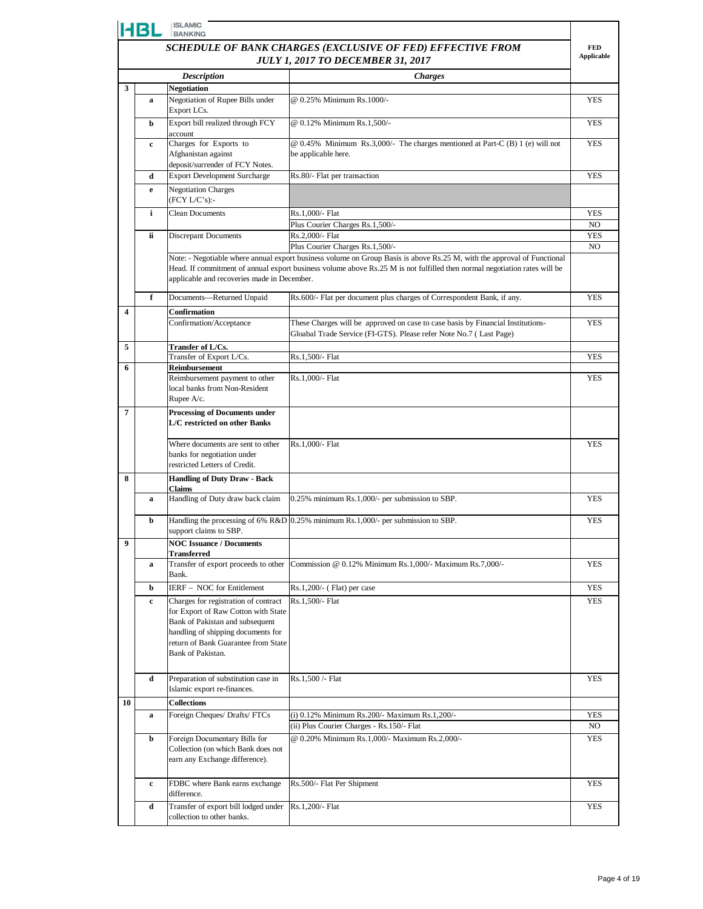HBL ISLAMIC BANKING

## *SCHEDULE OF BANK CHARGES (EXCLUSIVE OF FED) EFFECTIVE FROM JULY 1, 2017 TO DECEMBER 31, 2017*

| | | *Description* | *Charges* | FED Applicable |
|---|---|---|---|---|
| **3** | | **Negotiation** | | |
| | **a** | Negotiation of Rupee Bills under Export LCs. | @ 0.25% Minimum Rs.1000/- | YES |
| | **b** | Export bill realized through FCY account | @ 0.12% Minimum Rs.1,500/- | YES |
| | **c** | Charges for Exports to Afghanistan against deposit/surrender of FCY Notes. | @ 0.45% Minimum Rs.3,000/- The charges mentioned at Part-C (B) 1 (e) will not be applicable here. | YES |
| | **d** | Export Development Surcharge | Rs.80/- Flat per transaction | YES |
| | **e** | Negotiation Charges (FCY L/C's):- | | |
| | **i** | Clean Documents | Rs.1,000/- Flat | YES |
| | | | Plus Courier Charges Rs.1,500/- | NO |
| | **ii** | Discrepant Documents | Rs.2,000/- Flat | YES |
| | | | Plus Courier Charges Rs.1,500/- | NO |
| | | | Note: - Negotiable where annual export business volume on Group Basis is above Rs.25 M, with the approval of Functional Head. If commitment of annual export business volume above Rs.25 M is not fulfilled then normal negotiation rates will be applicable and recoveries made in December. | |
| | **f** | Documents—Returned Unpaid | Rs.600/- Flat per document plus charges of Correspondent Bank, if any. | YES |
| **4** | | **Confirmation** | | |
| | | Confirmation/Acceptance | These Charges will be approved on case to case basis by Financial Institutions-Gloabal Trade Service (FI-GTS). Please refer Note No.7 ( Last Page) | YES |
| **5** | | **Transfer of L/Cs.** | | |
| | | Transfer of Export L/Cs. | Rs.1,500/- Flat | YES |
| **6** | | **Reimbursement** | | |
| | | Reimbursement payment to other local banks from Non-Resident Rupee A/c. | Rs.1,000/- Flat | YES |
| **7** | | **Processing of Documents under L/C restricted on other Banks** | | |
| | | Where documents are sent to other banks for negotiation under restricted Letters of Credit. | Rs.1,000/- Flat | YES |
| **8** | | **Handling of Duty Draw - Back Claims** | | |
| | **a** | Handling of Duty draw back claim | 0.25% minimum Rs.1,000/- per submission to SBP. | YES |
| | **b** | Handling the processing of 6% R&D support claims to SBP. | 0.25% minimum Rs.1,000/- per submission to SBP. | YES |
| **9** | | **NOC Issuance / Documents Transferred** | | |
| | **a** | Transfer of export proceeds to other Bank. | Commission @ 0.12% Minimum Rs.1,000/- Maximum Rs.7,000/- | YES |
| | **b** | IERF – NOC for Entitlement | Rs.1,200/- ( Flat) per case | YES |
| | **c** | Charges for registration of contract for Export of Raw Cotton with State Bank of Pakistan and subsequent handling of shipping documents for return of Bank Guarantee from State Bank of Pakistan. | Rs.1,500/- Flat | YES |
| | **d** | Preparation of substitution case in Islamic export re-finances. | Rs.1,500 /- Flat | YES |
| **10** | | **Collections** | | |
| | **a** | Foreign Cheques/ Drafts/ FTCs | (i) 0.12% Minimum Rs.200/- Maximum Rs.1,200/- | YES |
| | | | (ii) Plus Courier Charges - Rs.150/- Flat | NO |
| | **b** | Foreign Documentary Bills for Collection (on which Bank does not earn any Exchange difference). | @ 0.20% Minimum Rs.1,000/- Maximum Rs.2,000/- | YES |
| | **c** | FDBC where Bank earns exchange difference. | Rs.500/- Flat Per Shipment | YES |
| | **d** | Transfer of export bill lodged under collection to other banks. | Rs.1,200/- Flat | YES |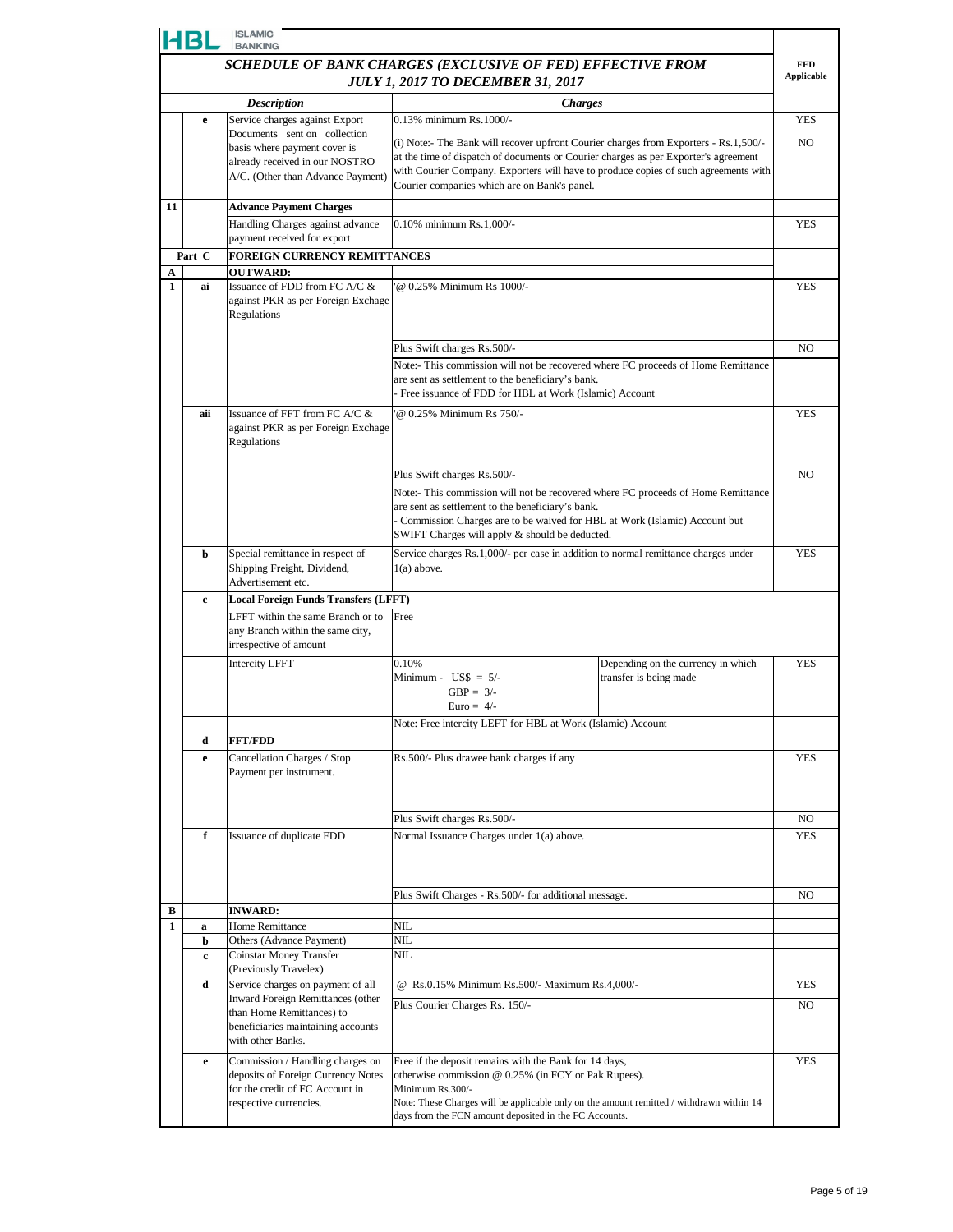HBL ISLAMIC BANKING

## *SCHEDULE OF BANK CHARGES (EXCLUSIVE OF FED) EFFECTIVE FROM JULY 1, 2017 TO DECEMBER 31, 2017*

| | | *Description* | *Charges* | | FED Applicable |
|---|---|---|---|---|---|
| | e | Service charges against Export Documents sent on collection basis where payment cover is already received in our NOSTRO A/C. (Other than Advance Payment) | 0.13% minimum Rs.1000/- | | YES |
| | | | (i) Note:- The Bank will recover upfront Courier charges from Exporters - Rs.1,500/- at the time of dispatch of documents or Courier charges as per Exporter's agreement with Courier Company. Exporters will have to produce copies of such agreements with Courier companies which are on Bank's panel. | | NO |
| 11 | | **Advance Payment Charges** | | | |
| | | Handling Charges against advance payment received for export | 0.10% minimum Rs.1,000/- | | YES |
| Part C | | **FOREIGN CURRENCY REMITTANCES** | | | |
| A | | **OUTWARD:** | | | |
| 1 | ai | Issuance of FDD from FC A/C & against PKR as per Foreign Exchage Regulations | '@ 0.25% Minimum Rs 1000/- | | YES |
| | | | Plus Swift charges Rs.500/- | | NO |
| | | | Note:- This commission will not be recovered where FC proceeds of Home Remittance are sent as settlement to the beneficiary's bank.<br>- Free issuance of FDD for HBL at Work (Islamic) Account | | |
| | aii | Issuance of FFT from FC A/C & against PKR as per Foreign Exchage Regulations | '@ 0.25% Minimum Rs 750/- | | YES |
| | | | Plus Swift charges Rs.500/- | | NO |
| | | | Note:- This commission will not be recovered where FC proceeds of Home Remittance are sent as settlement to the beneficiary's bank.<br>- Commission Charges are to be waived for HBL at Work (Islamic) Account but SWIFT Charges will apply & should be deducted. | | |
| | b | Special remittance in respect of Shipping Freight, Dividend, Advertisement etc. | Service charges Rs.1,000/- per case in addition to normal remittance charges under 1(a) above. | | YES |
| | c | **Local Foreign Funds Transfers (LFFT)** | | | |
| | | LFFT within the same Branch or to any Branch within the same city, irrespective of amount | Free | | |
| | | Intercity LFFT | 0.10%<br>Minimum - US$ = 5/-<br>GBP = 3/-<br>Euro = 4/- | Depending on the currency in which transfer is being made | YES |
| | | | Note: Free intercity LEFT for HBL at Work (Islamic) Account | | |
| | d | **FFT/FDD** | | | |
| | e | Cancellation Charges / Stop Payment per instrument. | Rs.500/- Plus drawee bank charges if any | | YES |
| | | | Plus Swift charges Rs.500/- | | NO |
| | f | Issuance of duplicate FDD | Normal Issuance Charges under 1(a) above. | | YES |
| | | | Plus Swift Charges - Rs.500/- for additional message. | | NO |
| B | | **INWARD:** | | | |
| 1 | a | Home Remittance | NIL | | |
| | b | Others (Advance Payment) | NIL | | |
| | c | Coinstar Money Transfer (Previously Travelex) | NIL | | |
| | d | Service charges on payment of all Inward Foreign Remittances (other than Home Remittances) to beneficiaries maintaining accounts with other Banks. | @ Rs.0.15% Minimum Rs.500/- Maximum Rs.4,000/- | | YES |
| | | | Plus Courier Charges Rs. 150/- | | NO |
| | e | Commission / Handling charges on deposits of Foreign Currency Notes for the credit of FC Account in respective currencies. | Free if the deposit remains with the Bank for 14 days, otherwise commission @ 0.25% (in FCY or Pak Rupees).<br>Minimum Rs.300/-<br>Note: These Charges will be applicable only on the amount remitted / withdrawn within 14 days from the FCN amount deposited in the FC Accounts. | | YES |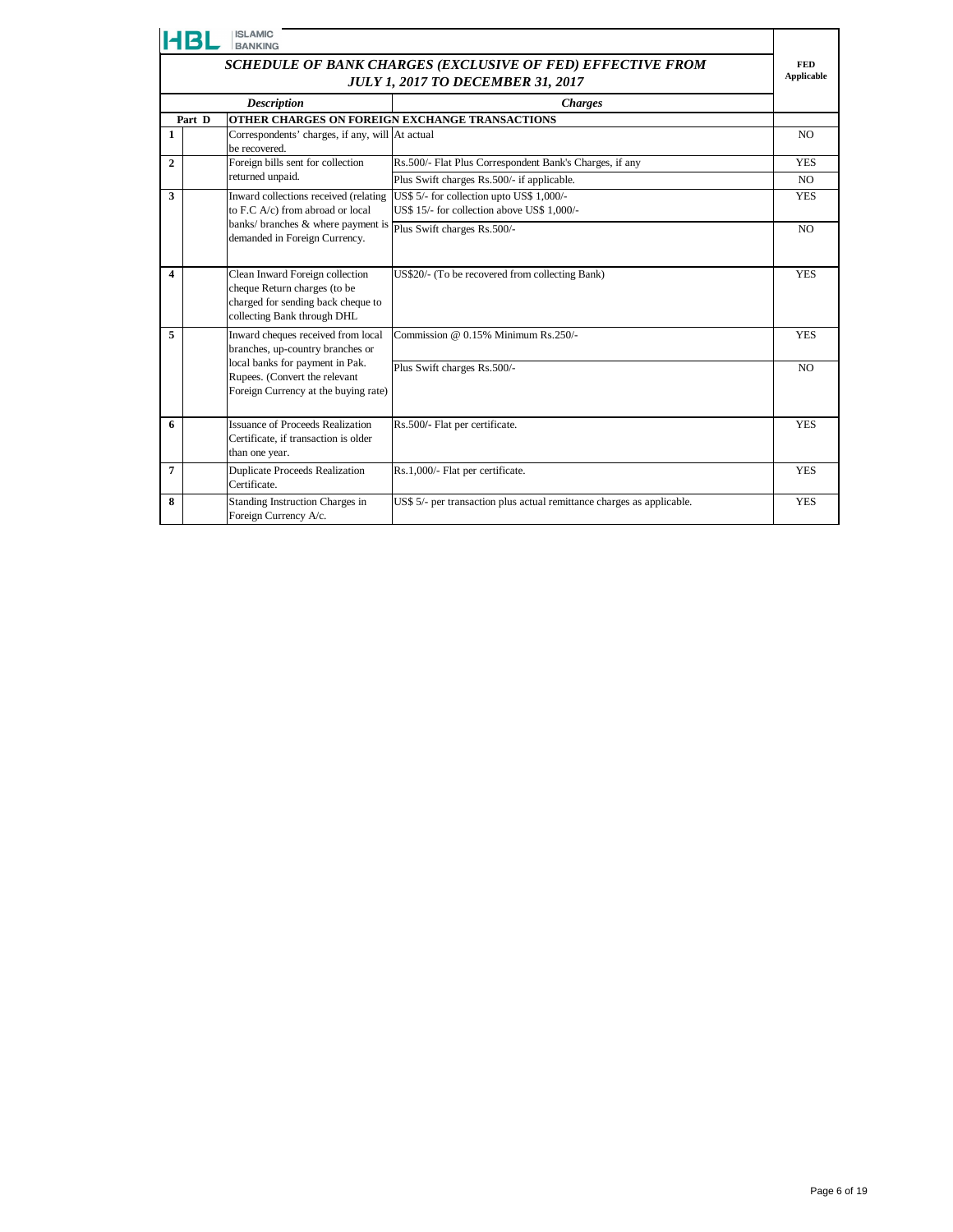HBL ISLAMIC BANKING

## SCHEDULE OF BANK CHARGES (EXCLUSIVE OF FED) EFFECTIVE FROM JULY 1, 2017 TO DECEMBER 31, 2017

| | | *Description* | *Charges* | FED Applicable |
|---|---|---|---|---|
| **Part D** | | **OTHER CHARGES ON FOREIGN EXCHANGE TRANSACTIONS** | | |
| **1** | | Correspondents' charges, if any, will be recovered. | At actual | NO |
| **2** | | Foreign bills sent for collection returned unpaid. | Rs.500/- Flat Plus Correspondent Bank's Charges, if any | YES |
| | | | Plus Swift charges Rs.500/- if applicable. | NO |
| **3** | | Inward collections received (relating to F.C A/c) from abroad or local banks/ branches & where payment is demanded in Foreign Currency. | US$ 5/- for collection upto US$ 1,000/-<br>US$ 15/- for collection above US$ 1,000/- | YES |
| | | | Plus Swift charges Rs.500/- | NO |
| **4** | | Clean Inward Foreign collection cheque Return charges (to be charged for sending back cheque to collecting Bank through DHL | US$20/- (To be recovered from collecting Bank) | YES |
| **5** | | Inward cheques received from local branches, up-country branches or local banks for payment in Pak. Rupees. (Convert the relevant Foreign Currency at the buying rate) | Commission @ 0.15% Minimum Rs.250/- | YES |
| | | | Plus Swift charges Rs.500/- | NO |
| **6** | | Issuance of Proceeds Realization Certificate, if transaction is older than one year. | Rs.500/- Flat per certificate. | YES |
| **7** | | Duplicate Proceeds Realization Certificate. | Rs.1,000/- Flat per certificate. | YES |
| **8** | | Standing Instruction Charges in Foreign Currency A/c. | US$ 5/- per transaction plus actual remittance charges as applicable. | YES |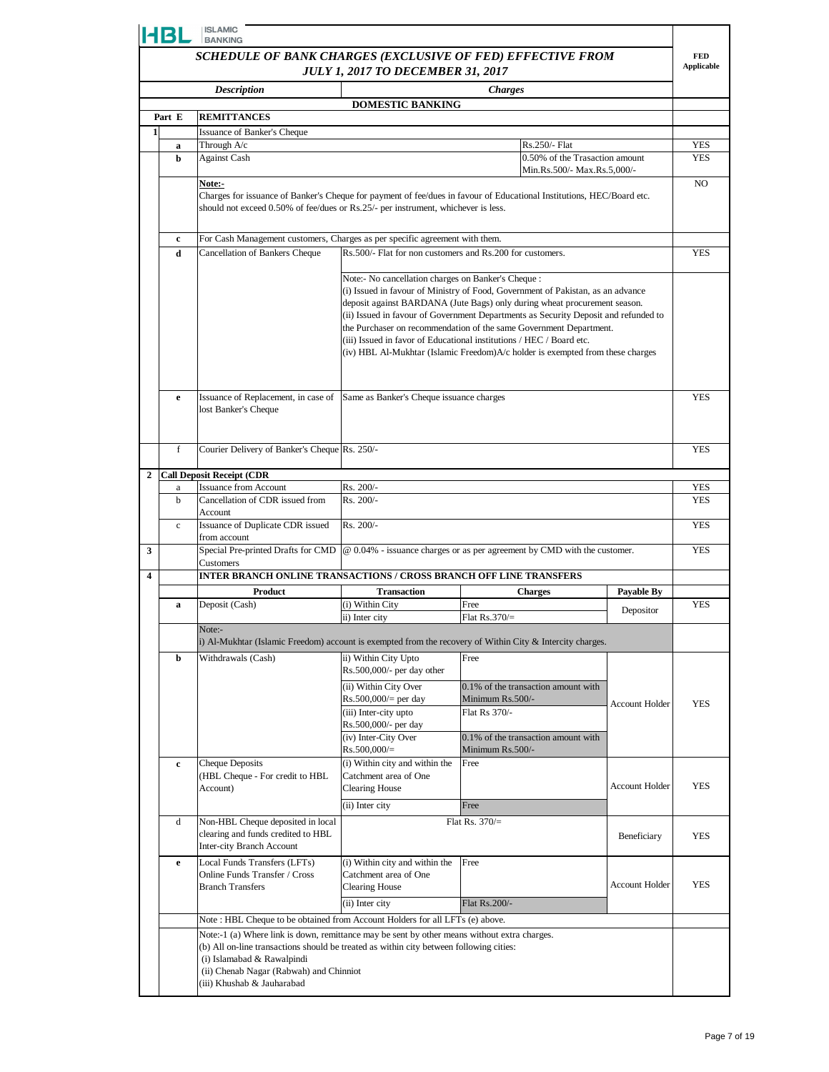HBL ISLAMIC BANKING

# SCHEDULE OF BANK CHARGES (EXCLUSIVE OF FED) EFFECTIVE FROM JULY 1, 2017 TO DECEMBER 31, 2017

| | | Description | Charges | | | FED Applicable |
|---|---|---|---|---|---|---|
| | | | **DOMESTIC BANKING** | | | |
| **Part E** | | **REMITTANCES** | | | | |
| **1** | | Issuance of Banker's Cheque | | | | |
| | **a** | Through A/c | | Rs.250/- Flat | | YES |
| | **b** | Against Cash | | 0.50% of the Trasaction amount Min.Rs.500/- Max.Rs.5,000/- | | YES |
| | | **Note:-** Charges for issuance of Banker's Cheque for payment of fee/dues in favour of Educational Institutions, HEC/Board etc. should not exceed 0.50% of fee/dues or Rs.25/- per instrument, whichever is less. | | | | NO |
| | **c** | For Cash Management customers, Charges as per specific agreement with them. | | | | |
| | **d** | Cancellation of Bankers Cheque | Rs.500/- Flat for non customers and Rs.200 for customers. | | | YES |
| | | | Note:- No cancellation charges on Banker's Cheque :<br>(i) Issued in favour of Ministry of Food, Government of Pakistan, as an advance deposit against BARDANA (Jute Bags) only during wheat procurement season.<br>(ii) Issued in favour of Government Departments as Security Deposit and refunded to the Purchaser on recommendation of the same Government Department.<br>(iii) Issued in favor of Educational institutions / HEC / Board etc.<br>(iv) HBL Al-Mukhtar (Islamic Freedom)A/c holder is exempted from these charges | | | |
| | **e** | Issuance of Replacement, in case of lost Banker's Cheque | Same as Banker's Cheque issuance charges | | | YES |
| | f | Courier Delivery of Banker's Cheque | Rs. 250/- | | | YES |
| **2** | | **Call Deposit Receipt (CDR** | | | | |
| | a | Issuance from Account | Rs. 200/- | | | YES |
| | b | Cancellation of CDR issued from Account | Rs. 200/- | | | YES |
| | c | Issuance of Duplicate CDR issued from account | Rs. 200/- | | | YES |
| **3** | | Special Pre-printed Drafts for CMD Customers | @ 0.04% - issuance charges or as per agreement by CMD with the customer. | | | YES |
| **4** | | **INTER BRANCH ONLINE TRANSACTIONS / CROSS BRANCH OFF LINE TRANSFERS** | | | | |
| | | **Product** | **Transaction** | **Charges** | **Payable By** | |
| | **a** | Deposit (Cash) | (i) Within City | Free | Depositor | YES |
| | | | ii) Inter city | Flat Rs.370/= | | |
| | | Note:- i) Al-Mukhtar (Islamic Freedom) account is exempted from the recovery of Within City & Intercity charges. | | | | |
| | **b** | Withdrawals (Cash) | ii) Within City Upto Rs.500,000/- per day other | Free | Account Holder | YES |
| | | | (ii) Within City Over Rs.500,000/= per day | 0.1% of the transaction amount with Minimum Rs.500/- | | |
| | | | (iii) Inter-city upto Rs.500,000/- per day | Flat Rs 370/- | | |
| | | | (iv) Inter-City Over Rs.500,000/= | 0.1% of the transaction amount with Minimum Rs.500/- | | |
| | **c** | Cheque Deposits (HBL Cheque - For credit to HBL Account) | (i) Within city and within the Catchment area of One Clearing House | Free | Account Holder | YES |
| | | | (ii) Inter city | Free | | |
| | d | Non-HBL Cheque deposited in local clearing and funds credited to HBL Inter-city Branch Account | | Flat Rs. 370/= | Beneficiary | YES |
| | **e** | Local Funds Transfers (LFTs) Online Funds Transfer / Cross Branch Transfers | (i) Within city and within the Catchment area of One Clearing House | Free | Account Holder | YES |
| | | | (ii) Inter city | Flat Rs.200/- | | |
| | | Note : HBL Cheque to be obtained from Account Holders for all LFTs (e) above. | | | | |
| | | Note:-1 (a) Where link is down, remittance may be sent by other means without extra charges.<br>(b) All on-line transactions should be treated as within city between following cities:<br>(i) Islamabad & Rawalpindi<br>(ii) Chenab Nagar (Rabwah) and Chinniot<br>(iii) Khushab & Jauharabad | | | | |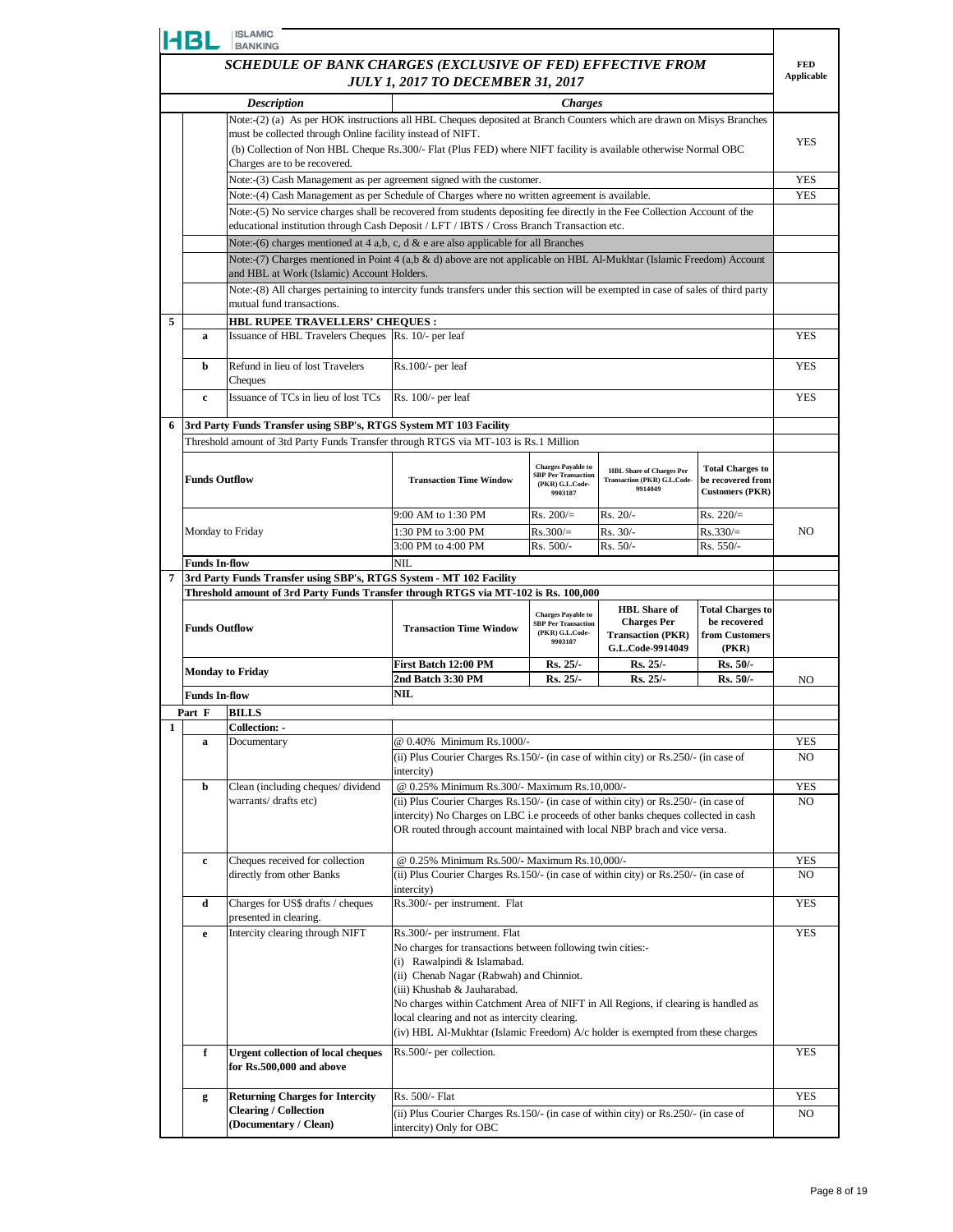HBL ISLAMIC BANKING

## SCHEDULE OF BANK CHARGES (EXCLUSIVE OF FED) EFFECTIVE FROM JULY 1, 2017 TO DECEMBER 31, 2017

| | | Description | Charges | FED Applicable |
|---|---|---|---|---|
| | | Note:-(2) (a) As per HOK instructions all HBL Cheques deposited at Branch Counters which are drawn on Misys Branches must be collected through Online facility instead of NIFT. (b) Collection of Non HBL Cheque Rs.300/- Flat (Plus FED) where NIFT facility is available otherwise Normal OBC Charges are to be recovered. | | YES |
| | | Note:-(3) Cash Management as per agreement signed with the customer. | | YES |
| | | Note:-(4) Cash Management as per Schedule of Charges where no written agreement is available. | | YES |
| | | Note:-(5) No service charges shall be recovered from students depositing fee directly in the Fee Collection Account of the educational institution through Cash Deposit / LFT / IBTS / Cross Branch Transaction etc. | | |
| | | Note:-(6) charges mentioned at 4 a,b, c, d & e are also applicable for all Branches | | |
| | | Note:-(7) Charges mentioned in Point 4 (a,b & d) above are not applicable on HBL Al-Mukhtar (Islamic Freedom) Account and HBL at Work (Islamic) Account Holders. | | |
| | | Note:-(8) All charges pertaining to intercity funds transfers under this section will be exempted in case of sales of third party mutual fund transactions. | | |
| 5 | | **HBL RUPEE TRAVELLERS' CHEQUES :** | | |
| | a | Issuance of HBL Travelers Cheques | Rs. 10/- per leaf | YES |
| | b | Refund in lieu of lost Travelers Cheques | Rs.100/- per leaf | YES |
| | c | Issuance of TCs in lieu of lost TCs | Rs. 100/- per leaf | YES |
| 6 | | **3rd Party Funds Transfer using SBP's, RTGS System MT 103 Facility** | | |
| | | Threshold amount of 3td Party Funds Transfer through RTGS via MT-103 is Rs.1 Million | | |

| Funds Outflow | Transaction Time Window | Charges Payable to SBP Per Transaction (PKR) G.L.Code-9903187 | HBL Share of Charges Per Transaction (PKR) G.L.Code-9914049 | Total Charges to be recovered from Customers (PKR) | FED Applicable |
|---|---|---|---|---|---|
| Monday to Friday | 9:00 AM to 1:30 PM | Rs. 200/= | Rs. 20/- | Rs. 220/= | NO |
| | 1:30 PM to 3:00 PM | Rs.300/= | Rs. 30/- | Rs.330/= | |
| | 3:00 PM to 4:00 PM | Rs. 500/- | Rs. 50/- | Rs. 550/- | |
| Funds In-flow | NIL | | | | |

**7 3rd Party Funds Transfer using SBP's, RTGS System - MT 102 Facility**

**Threshold amount of 3rd Party Funds Transfer through RTGS via MT-102 is Rs. 100,000**

| Funds Outflow | Transaction Time Window | Charges Payable to SBP Per Transaction (PKR) G.L.Code-9903187 | HBL Share of Charges Per Transaction (PKR) G.L.Code-9914049 | Total Charges to be recovered from Customers (PKR) | FED Applicable |
|---|---|---|---|---|---|
| **Monday to Friday** | **First Batch 12:00 PM** | **Rs. 25/-** | **Rs. 25/-** | **Rs. 50/-** | NO |
| | **2nd Batch 3:30 PM** | **Rs. 25/-** | **Rs. 25/-** | **Rs. 50/-** | |
| **Funds In-flow** | **NIL** | | | | |

| | | Description | Charges | FED Applicable |
|---|---|---|---|---|
| **Part F** | | **BILLS** | | |
| 1 | | **Collection: -** | | |
| | a | Documentary | @ 0.40% Minimum Rs.1000/- | YES |
| | | | (ii) Plus Courier Charges Rs.150/- (in case of within city) or Rs.250/- (in case of intercity) | NO |
| | b | Clean (including cheques/ dividend warrants/ drafts etc) | @ 0.25% Minimum Rs.300/- Maximum Rs.10,000/- | YES |
| | | | (ii) Plus Courier Charges Rs.150/- (in case of within city) or Rs.250/- (in case of intercity) No Charges on LBC i.e proceeds of other banks cheques collected in cash OR routed through account maintained with local NBP brach and vice versa. | NO |
| | c | Cheques received for collection directly from other Banks | @ 0.25% Minimum Rs.500/- Maximum Rs.10,000/- | YES |
| | | | (ii) Plus Courier Charges Rs.150/- (in case of within city) or Rs.250/- (in case of intercity) | NO |
| | d | Charges for US$ drafts / cheques presented in clearing. | Rs.300/- per instrument. Flat | YES |
| | e | Intercity clearing through NIFT | Rs.300/- per instrument. Flat<br>No charges for transactions between following twin cities:-<br>(i) Rawalpindi & Islamabad.<br>(ii) Chenab Nagar (Rabwah) and Chinniot.<br>(iii) Khushab & Jauharabad.<br>No charges within Catchment Area of NIFT in All Regions, if clearing is handled as local clearing and not as intercity clearing.<br>(iv) HBL Al-Mukhtar (Islamic Freedom) A/c holder is exempted from these charges | YES |
| | f | **Urgent collection of local cheques for Rs.500,000 and above** | Rs.500/- per collection. | YES |
| | g | **Returning Charges for Intercity Clearing / Collection (Documentary / Clean)** | Rs. 500/- Flat | YES |
| | | | (ii) Plus Courier Charges Rs.150/- (in case of within city) or Rs.250/- (in case of intercity) Only for OBC | NO |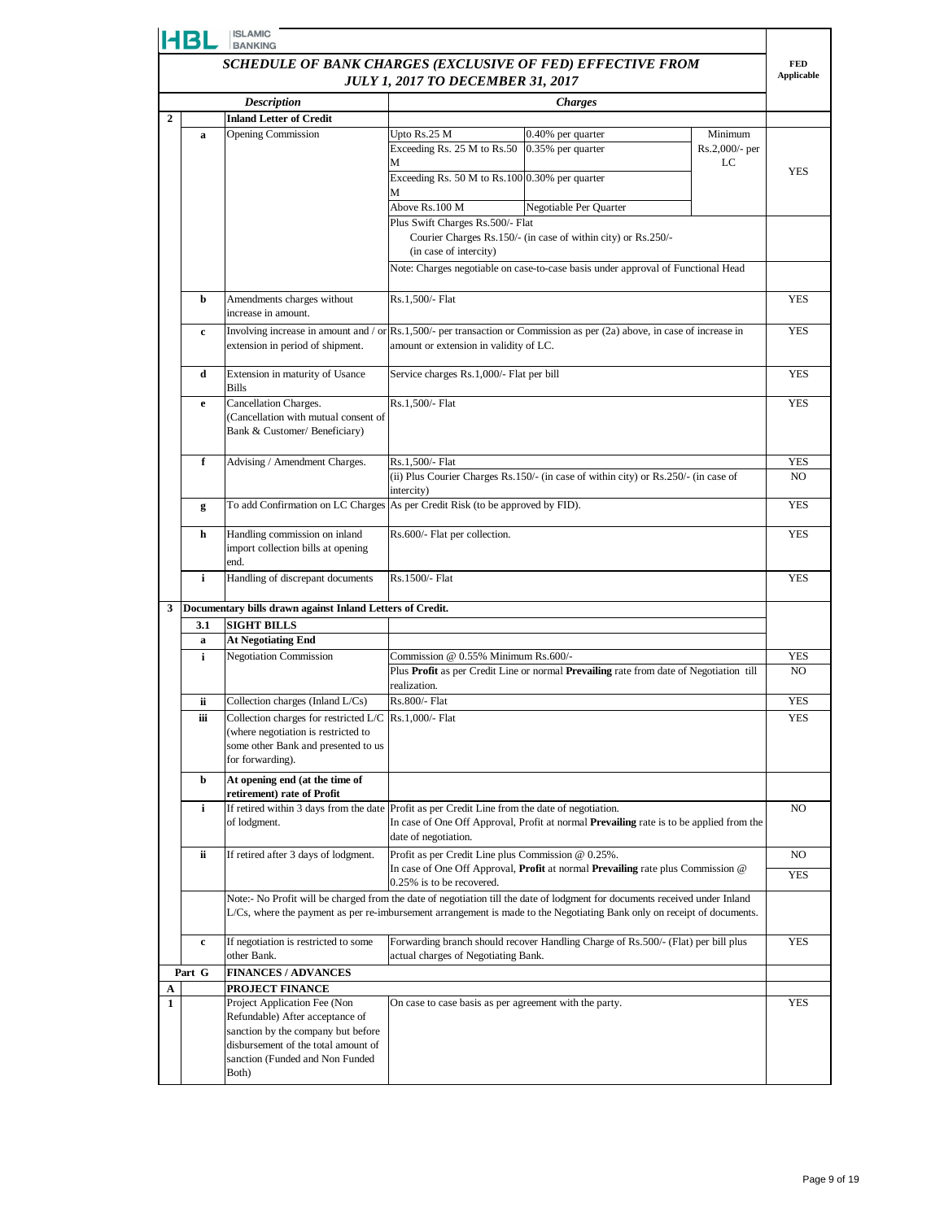**HBL ISLAMIC BANKING**

## *SCHEDULE OF BANK CHARGES (EXCLUSIVE OF FED) EFFECTIVE FROM JULY 1, 2017 TO DECEMBER 31, 2017*

| | | *Description* | *Charges* | | | FED Applicable |
|---|---|---|---|---|---|---|
| **2** | | **Inland Letter of Credit** | | | | |
| | **a** | Opening Commission | Upto Rs.25 M | 0.40% per quarter | Minimum Rs.2,000/- per LC | YES |
| | | | Exceeding Rs. 25 M to Rs.50 M | 0.35% per quarter | | |
| | | | Exceeding Rs. 50 M to Rs.100 M | 0.30% per quarter | | |
| | | | Above Rs.100 M | Negotiable Per Quarter | | |
| | | | Plus Swift Charges Rs.500/- Flat<br>Courier Charges Rs.150/- (in case of within city) or Rs.250/- (in case of intercity) | | | |
| | | | Note: Charges negotiable on case-to-case basis under approval of Functional Head | | | |
| | **b** | Amendments charges without increase in amount. | Rs.1,500/- Flat | | | YES |
| | **c** | Involving increase in amount and / or extension in period of shipment. | Rs.1,500/- per transaction or Commission as per (2a) above, in case of increase in amount or extension in validity of LC. | | | YES |
| | **d** | Extension in maturity of Usance Bills | Service charges Rs.1,000/- Flat per bill | | | YES |
| | **e** | Cancellation Charges. (Cancellation with mutual consent of Bank & Customer/ Beneficiary) | Rs.1,500/- Flat | | | YES |
| | **f** | Advising / Amendment Charges. | Rs.1,500/- Flat | | | YES |
| | | | (ii) Plus Courier Charges Rs.150/- (in case of within city) or Rs.250/- (in case of intercity) | | | NO |
| | **g** | To add Confirmation on LC Charges | As per Credit Risk (to be approved by FID). | | | YES |
| | **h** | Handling commission on inland import collection bills at opening end. | Rs.600/- Flat per collection. | | | YES |
| | **i** | Handling of discrepant documents | Rs.1500/- Flat | | | YES |
| **3** | | **Documentary bills drawn against Inland Letters of Credit.** | | | | |
| | **3.1** | **SIGHT BILLS** | | | | |
| | **a** | **At Negotiating End** | | | | |
| | **i** | Negotiation Commission | Commission @ 0.55% Minimum Rs.600/- | | | YES |
| | | | Plus **Profit** as per Credit Line or normal **Prevailing** rate from date of Negotiation till realization. | | | NO |
| | **ii** | Collection charges (Inland L/Cs) | Rs.800/- Flat | | | YES |
| | **iii** | Collection charges for restricted L/C (where negotiation is restricted to some other Bank and presented to us for forwarding). | Rs.1,000/- Flat | | | YES |
| | **b** | **At opening end (at the time of retirement) rate of Profit** | | | | |
| | **i** | If retired within 3 days from the date of lodgment. | Profit as per Credit Line from the date of negotiation.<br>In case of One Off Approval, Profit at normal **Prevailing** rate is to be applied from the date of negotiation. | | | NO |
| | **ii** | If retired after 3 days of lodgment. | Profit as per Credit Line plus Commission @ 0.25%. | | | NO |
| | | | In case of One Off Approval, **Profit** at normal **Prevailing** rate plus Commission @ 0.25% is to be recovered. | | | YES |
| | | | Note:- No Profit will be charged from the date of negotiation till the date of lodgment for documents received under Inland L/Cs, where the payment as per re-imbursement arrangement is made to the Negotiating Bank only on receipt of documents. | | | |
| | **c** | If negotiation is restricted to some other Bank. | Forwarding branch should recover Handling Charge of Rs.500/- (Flat) per bill plus actual charges of Negotiating Bank. | | | YES |
| | **Part G** | **FINANCES / ADVANCES** | | | | |
| **A** | | **PROJECT FINANCE** | | | | |
| **1** | | Project Application Fee (Non Refundable) After acceptance of sanction by the company but before disbursement of the total amount of sanction (Funded and Non Funded Both) | On case to case basis as per agreement with the party. | | | YES |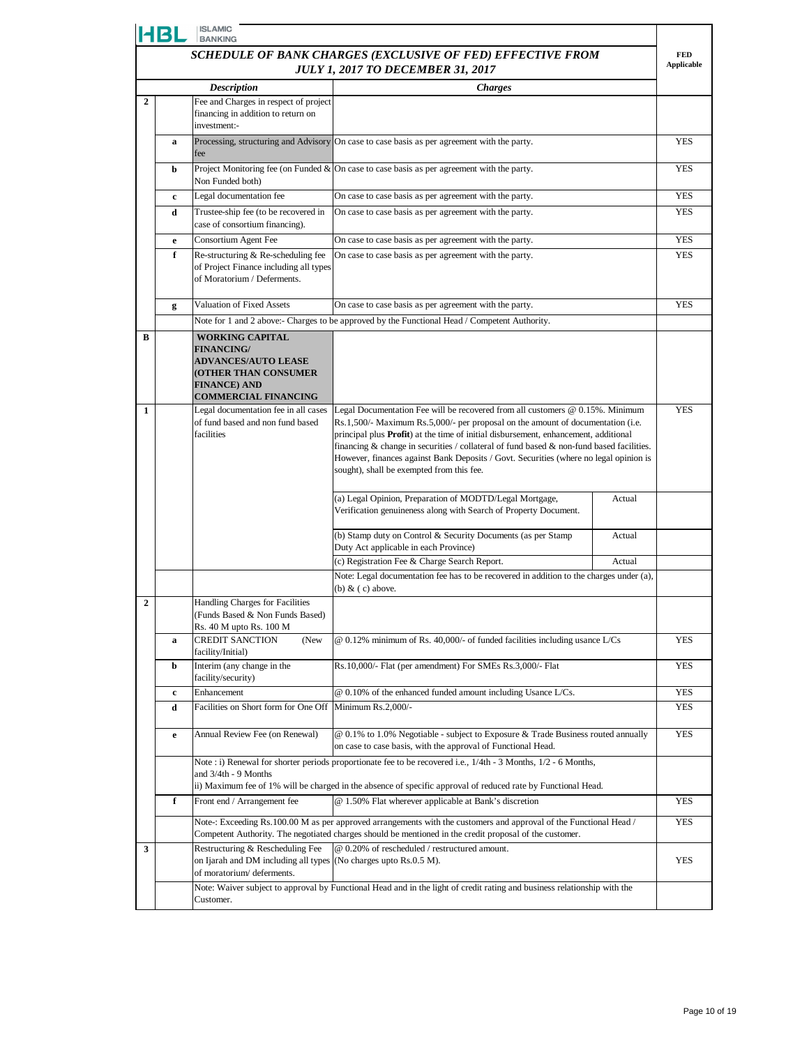HBL ISLAMIC BANKING

## SCHEDULE OF BANK CHARGES (EXCLUSIVE OF FED) EFFECTIVE FROM JULY 1, 2017 TO DECEMBER 31, 2017

| | | Description | Charges | | FED Applicable |
|---|---|---|---|---|---|
| 2 | | Fee and Charges in respect of project financing in addition to return on investment:- | | | |
| | a | Processing, structuring and Advisory fee | On case to case basis as per agreement with the party. | | YES |
| | b | Project Monitoring fee (on Funded & Non Funded both) | On case to case basis as per agreement with the party. | | YES |
| | c | Legal documentation fee | On case to case basis as per agreement with the party. | | YES |
| | d | Trustee-ship fee (to be recovered in case of consortium financing). | On case to case basis as per agreement with the party. | | YES |
| | e | Consortium Agent Fee | On case to case basis as per agreement with the party. | | YES |
| | f | Re-structuring & Re-scheduling fee of Project Finance including all types of Moratorium / Deferments. | On case to case basis as per agreement with the party. | | YES |
| | g | Valuation of Fixed Assets | On case to case basis as per agreement with the party. | | YES |
| | | Note for 1 and 2 above:- Charges to be approved by the Functional Head / Competent Authority. | | | |
| B | | **WORKING CAPITAL FINANCING/ ADVANCES/AUTO LEASE (OTHER THAN CONSUMER FINANCE) AND COMMERCIAL FINANCING** | | | |
| 1 | | Legal documentation fee in all cases of fund based and non fund based facilities | Legal Documentation Fee will be recovered from all customers @ 0.15%. Minimum Rs.1,500/- Maximum Rs.5,000/- per proposal on the amount of documentation (i.e. principal plus **Profit**) at the time of initial disbursement, enhancement, additional financing & change in securities / collateral of fund based & non-fund based facilities. However, finances against Bank Deposits / Govt. Securities (where no legal opinion is sought), shall be exempted from this fee. | | YES |
| | | | (a) Legal Opinion, Preparation of MODTD/Legal Mortgage, Verification genuineness along with Search of Property Document. | Actual | |
| | | | (b) Stamp duty on Control & Security Documents (as per Stamp Duty Act applicable in each Province) | Actual | |
| | | | (c) Registration Fee & Charge Search Report. | Actual | |
| | | | Note: Legal documentation fee has to be recovered in addition to the charges under (a), (b) & ( c) above. | | |
| 2 | | Handling Charges for Facilities (Funds Based & Non Funds Based) Rs. 40 M upto Rs. 100 M | | | |
| | a | CREDIT SANCTION (New facility/Initial) | @ 0.12% minimum of Rs. 40,000/- of funded facilities including usance L/Cs | | YES |
| | b | Interim (any change in the facility/security) | Rs.10,000/- Flat (per amendment) For SMEs Rs.3,000/- Flat | | YES |
| | c | Enhancement | @ 0.10% of the enhanced funded amount including Usance L/Cs. | | YES |
| | d | Facilities on Short form for One Off | Minimum Rs.2,000/- | | YES |
| | e | Annual Review Fee (on Renewal) | @ 0.1% to 1.0% Negotiable - subject to Exposure & Trade Business routed annually on case to case basis, with the approval of Functional Head. | | YES |
| | | Note : i) Renewal for shorter periods proportionate fee to be recovered i.e., 1/4th - 3 Months, 1/2 - 6 Months, and 3/4th - 9 Months<br>ii) Maximum fee of 1% will be charged in the absence of specific approval of reduced rate by Functional Head. | | | |
| | f | Front end / Arrangement fee | @ 1.50% Flat wherever applicable at Bank's discretion | | YES |
| | | Note-: Exceeding Rs.100.00 M as per approved arrangements with the customers and approval of the Functional Head / Competent Authority. The negotiated charges should be mentioned in the credit proposal of the customer. | | | YES |
| 3 | | Restructuring & Rescheduling Fee on Ijarah and DM including all types of moratorium/ deferments. | @ 0.20% of rescheduled / restructured amount. (No charges upto Rs.0.5 M). | | YES |
| | | Note: Waiver subject to approval by Functional Head and in the light of credit rating and business relationship with the Customer. | | | |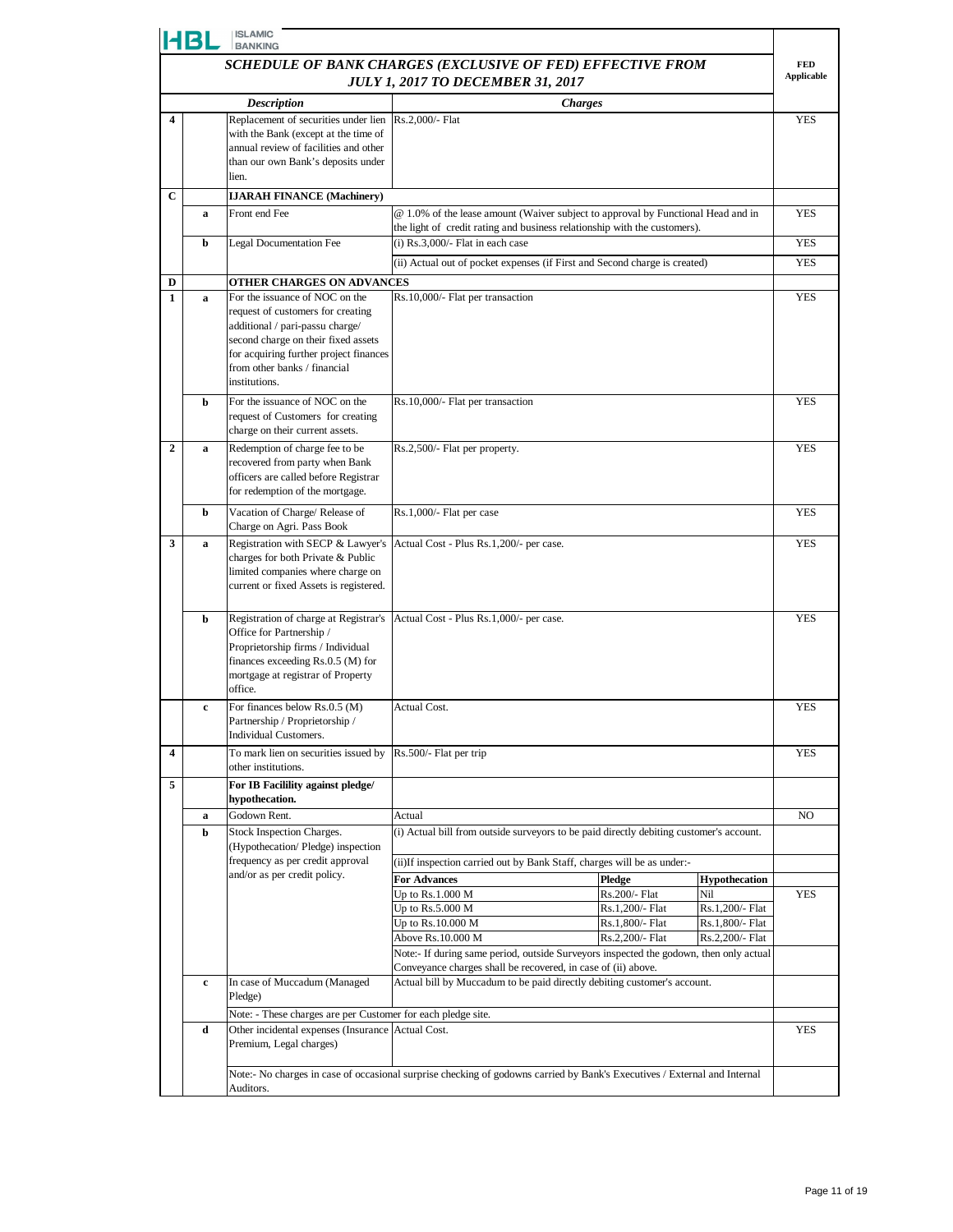HBL ISLAMIC BANKING

## SCHEDULE OF BANK CHARGES (EXCLUSIVE OF FED) EFFECTIVE FROM JULY 1, 2017 TO DECEMBER 31, 2017

| | | Description | Charges | | | FED Applicable |
|---|---|---|---|---|---|---|
| 4 | | Replacement of securities under lien with the Bank (except at the time of annual review of facilities and other than our own Bank's deposits under lien. | Rs.2,000/- Flat | | | YES |
| C | | **IJARAH FINANCE (Machinery)** | | | | |
| | a | Front end Fee | @ 1.0% of the lease amount (Waiver subject to approval by Functional Head and in the light of credit rating and business relationship with the customers). | | | YES |
| | b | Legal Documentation Fee | (i) Rs.3,000/- Flat in each case | | | YES |
| | | | (ii) Actual out of pocket expenses (if First and Second charge is created) | | | YES |
| D | | **OTHER CHARGES ON ADVANCES** | | | | |
| 1 | a | For the issuance of NOC on the request of customers for creating additional / pari-passu charge/ second charge on their fixed assets for acquiring further project finances from other banks / financial institutions. | Rs.10,000/- Flat per transaction | | | YES |
| | b | For the issuance of NOC on the request of Customers for creating charge on their current assets. | Rs.10,000/- Flat per transaction | | | YES |
| 2 | a | Redemption of charge fee to be recovered from party when Bank officers are called before Registrar for redemption of the mortgage. | Rs.2,500/- Flat per property. | | | YES |
| | b | Vacation of Charge/ Release of Charge on Agri. Pass Book | Rs.1,000/- Flat per case | | | YES |
| 3 | a | Registration with SECP & Lawyer's charges for both Private & Public limited companies where charge on current or fixed Assets is registered. | Actual Cost - Plus Rs.1,200/- per case. | | | YES |
| | b | Registration of charge at Registrar's Office for Partnership / Proprietorship firms / Individual finances exceeding Rs.0.5 (M) for mortgage at registrar of Property office. | Actual Cost - Plus Rs.1,000/- per case. | | | YES |
| | c | For finances below Rs.0.5 (M) Partnership / Proprietorship / Individual Customers. | Actual Cost. | | | YES |
| 4 | | To mark lien on securities issued by other institutions. | Rs.500/- Flat per trip | | | YES |
| 5 | | **For IB Facilility against pledge/ hypothecation.** | | | | |
| | a | Godown Rent. | Actual | | | NO |
| | b | Stock Inspection Charges. (Hypothecation/ Pledge) inspection frequency as per credit approval and/or as per credit policy. | (i) Actual bill from outside surveyors to be paid directly debiting customer's account. | | | |
| | | | (ii)If inspection carried out by Bank Staff, charges will be as under:- | | | |
| | | | **For Advances** | **Pledge** | **Hypothecation** | |
| | | | Up to Rs.1.000 M | Rs.200/- Flat | Nil | YES |
| | | | Up to Rs.5.000 M | Rs.1,200/- Flat | Rs.1,200/- Flat | |
| | | | Up to Rs.10.000 M | Rs.1,800/- Flat | Rs.1,800/- Flat | |
| | | | Above Rs.10.000 M | Rs.2,200/- Flat | Rs.2,200/- Flat | |
| | | | Note:- If during same period, outside Surveyors inspected the godown, then only actual Conveyance charges shall be recovered, in case of (ii) above. | | | |
| | c | In case of Muccadum (Managed Pledge) | Actual bill by Muccadum to be paid directly debiting customer's account. | | | |
| | | Note: - These charges are per Customer for each pledge site. | | | | |
| | d | Other incidental expenses (Insurance Premium, Legal charges) | Actual Cost. | | | YES |
| | | Note:- No charges in case of occasional surprise checking of godowns carried by Bank's Executives / External and Internal Auditors. | | | | |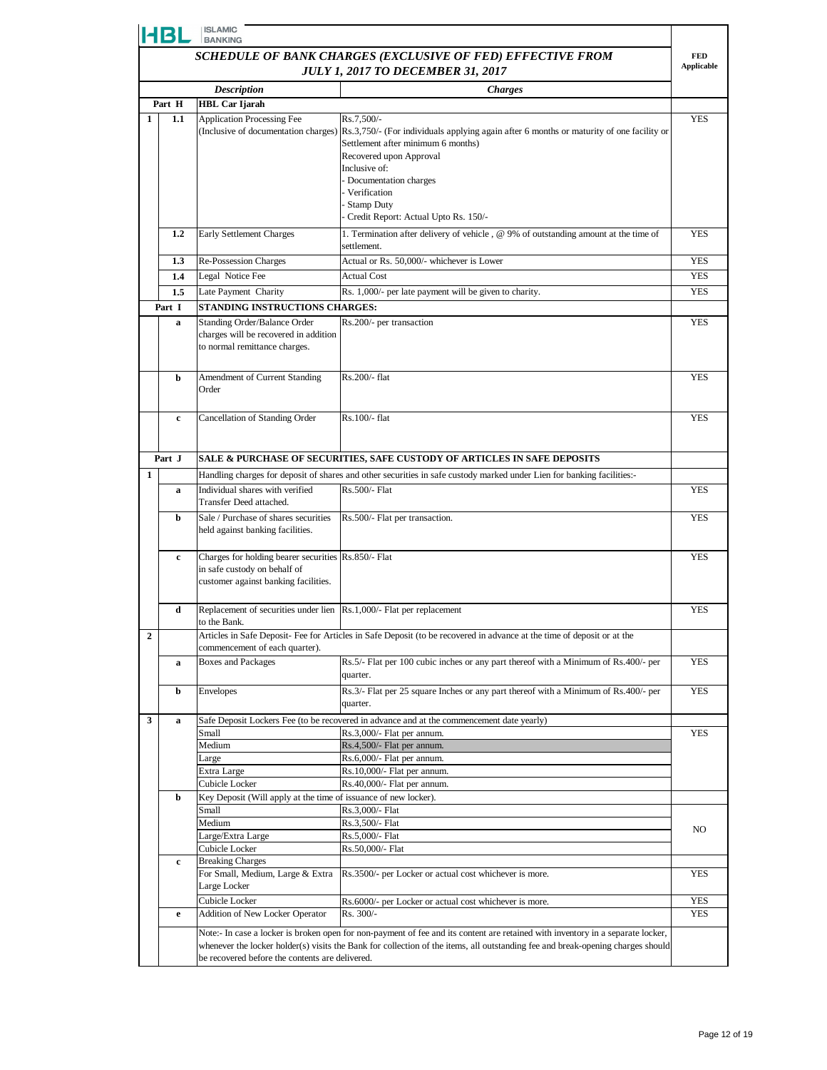HBL ISLAMIC BANKING

## SCHEDULE OF BANK CHARGES (EXCLUSIVE OF FED) EFFECTIVE FROM JULY 1, 2017 TO DECEMBER 31, 2017

| | | *Description* | *Charges* | FED Applicable |
|---|---|---|---|---|
| **Part H** | | **HBL Car Ijarah** | | |
| 1 | 1.1 | Application Processing Fee (Inclusive of documentation charges) | Rs.7,500/-<br>Rs.3,750/- (For individuals applying again after 6 months or maturity of one facility or Settlement after minimum 6 months)<br>Recovered upon Approval<br>Inclusive of:<br>- Documentation charges<br>- Verification<br>- Stamp Duty<br>- Credit Report: Actual Upto Rs. 150/- | YES |
| | 1.2 | Early Settlement Charges | 1. Termination after delivery of vehicle , @ 9% of outstanding amount at the time of settlement. | YES |
| | 1.3 | Re-Possession Charges | Actual or Rs. 50,000/- whichever is Lower | YES |
| | 1.4 | Legal Notice Fee | Actual Cost | YES |
| | 1.5 | Late Payment Charity | Rs. 1,000/- per late payment will be given to charity. | YES |
| **Part I** | | **STANDING INSTRUCTIONS CHARGES:** | | |
| | a | Standing Order/Balance Order charges will be recovered in addition to normal remittance charges. | Rs.200/- per transaction | YES |
| | b | Amendment of Current Standing Order | Rs.200/- flat | YES |
| | c | Cancellation of Standing Order | Rs.100/- flat | YES |
| **Part J** | | **SALE & PURCHASE OF SECURITIES, SAFE CUSTODY OF ARTICLES IN SAFE DEPOSITS** | | |
| 1 | | Handling charges for deposit of shares and other securities in safe custody marked under Lien for banking facilities:- | | |
| | a | Individual shares with verified Transfer Deed attached. | Rs.500/- Flat | YES |
| | b | Sale / Purchase of shares securities held against banking facilities. | Rs.500/- Flat per transaction. | YES |
| | c | Charges for holding bearer securities in safe custody on behalf of customer against banking facilities. | Rs.850/- Flat | YES |
| | d | Replacement of securities under lien to the Bank. | Rs.1,000/- Flat per replacement | YES |
| 2 | | Articles in Safe Deposit- Fee for Articles in Safe Deposit (to be recovered in advance at the time of deposit or at the commencement of each quarter). | | |
| | a | Boxes and Packages | Rs.5/- Flat per 100 cubic inches or any part thereof with a Minimum of Rs.400/- per quarter. | YES |
| | b | Envelopes | Rs.3/- Flat per 25 square Inches or any part thereof with a Minimum of Rs.400/- per quarter. | YES |
| 3 | a | Safe Deposit Lockers Fee (to be recovered in advance and at the commencement date yearly) | | |
| | | Small | Rs.3,000/- Flat per annum. | YES |
| | | Medium | Rs.4,500/- Flat per annum. | |
| | | Large | Rs.6,000/- Flat per annum. | |
| | | Extra Large | Rs.10,000/- Flat per annum. | |
| | | Cubicle Locker | Rs.40,000/- Flat per annum. | |
| | b | Key Deposit (Will apply at the time of issuance of new locker). | | |
| | | Small | Rs.3,000/- Flat | NO |
| | | Medium | Rs.3,500/- Flat | |
| | | Large/Extra Large | Rs.5,000/- Flat | |
| | | Cubicle Locker | Rs.50,000/- Flat | |
| | c | Breaking Charges | | |
| | | For Small, Medium, Large & Extra Large Locker | Rs.3500/- per Locker or actual cost whichever is more. | YES |
| | | Cubicle Locker | Rs.6000/- per Locker or actual cost whichever is more. | YES |
| | e | Addition of New Locker Operator | Rs. 300/- | YES |
| | | Note:- In case a locker is broken open for non-payment of fee and its content are retained with inventory in a separate locker, whenever the locker holder(s) visits the Bank for collection of the items, all outstanding fee and break-opening charges should be recovered before the contents are delivered. | | |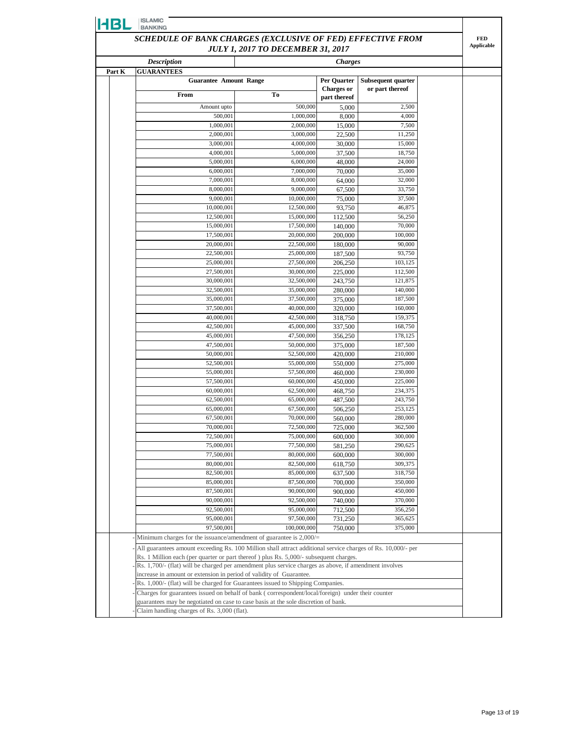HBL ISLAMIC BANKING

# SCHEDULE OF BANK CHARGES (EXCLUSIVE OF FED) EFFECTIVE FROM JULY 1, 2017 TO DECEMBER 31, 2017

FED Applicable

| | *Description* | *Charges* |
|---|---|---|
| **Part K** | **GUARANTEES** | |

| Guarantee Amount Range | | Per Quarter Charges or part thereof | Subsequent quarter or part thereof |
|---|---|---|---|
| From | To | | |
| Amount upto | 500,000 | 5,000 | 2,500 |
| 500,001 | 1,000,000 | 8,000 | 4,000 |
| 1,000,001 | 2,000,000 | 15,000 | 7,500 |
| 2,000,001 | 3,000,000 | 22,500 | 11,250 |
| 3,000,001 | 4,000,000 | 30,000 | 15,000 |
| 4,000,001 | 5,000,000 | 37,500 | 18,750 |
| 5,000,001 | 6,000,000 | 48,000 | 24,000 |
| 6,000,001 | 7,000,000 | 70,000 | 35,000 |
| 7,000,001 | 8,000,000 | 64,000 | 32,000 |
| 8,000,001 | 9,000,000 | 67,500 | 33,750 |
| 9,000,001 | 10,000,000 | 75,000 | 37,500 |
| 10,000,001 | 12,500,000 | 93,750 | 46,875 |
| 12,500,001 | 15,000,000 | 112,500 | 56,250 |
| 15,000,001 | 17,500,000 | 140,000 | 70,000 |
| 17,500,001 | 20,000,000 | 200,000 | 100,000 |
| 20,000,001 | 22,500,000 | 180,000 | 90,000 |
| 22,500,001 | 25,000,000 | 187,500 | 93,750 |
| 25,000,001 | 27,500,000 | 206,250 | 103,125 |
| 27,500,001 | 30,000,000 | 225,000 | 112,500 |
| 30,000,001 | 32,500,000 | 243,750 | 121,875 |
| 32,500,001 | 35,000,000 | 280,000 | 140,000 |
| 35,000,001 | 37,500,000 | 375,000 | 187,500 |
| 37,500,001 | 40,000,000 | 320,000 | 160,000 |
| 40,000,001 | 42,500,000 | 318,750 | 159,375 |
| 42,500,001 | 45,000,000 | 337,500 | 168,750 |
| 45,000,001 | 47,500,000 | 356,250 | 178,125 |
| 47,500,001 | 50,000,000 | 375,000 | 187,500 |
| 50,000,001 | 52,500,000 | 420,000 | 210,000 |
| 52,500,001 | 55,000,000 | 550,000 | 275,000 |
| 55,000,001 | 57,500,000 | 460,000 | 230,000 |
| 57,500,001 | 60,000,000 | 450,000 | 225,000 |
| 60,000,001 | 62,500,000 | 468,750 | 234,375 |
| 62,500,001 | 65,000,000 | 487,500 | 243,750 |
| 65,000,001 | 67,500,000 | 506,250 | 253,125 |
| 67,500,001 | 70,000,000 | 560,000 | 280,000 |
| 70,000,001 | 72,500,000 | 725,000 | 362,500 |
| 72,500,001 | 75,000,000 | 600,000 | 300,000 |
| 75,000,001 | 77,500,000 | 581,250 | 290,625 |
| 77,500,001 | 80,000,000 | 600,000 | 300,000 |
| 80,000,001 | 82,500,000 | 618,750 | 309,375 |
| 82,500,001 | 85,000,000 | 637,500 | 318,750 |
| 85,000,001 | 87,500,000 | 700,000 | 350,000 |
| 87,500,001 | 90,000,000 | 900,000 | 450,000 |
| 90,000,001 | 92,500,000 | 740,000 | 370,000 |
| 92,500,001 | 95,000,000 | 712,500 | 356,250 |
| 95,000,001 | 97,500,000 | 731,250 | 365,625 |
| 97,500,001 | 100,000,000 | 750,000 | 375,000 |

- Minimum charges for the issuance/amendment of guarantee is 2,000/=
- All guarantees amount exceeding Rs. 100 Million shall attract additional service charges of Rs. 10,000/- per Rs. 1 Million each (per quarter or part thereof ) plus Rs. 5,000/- subsequent charges.
- Rs. 1,700/- (flat) will be charged per amendment plus service charges as above, if amendment involves increase in amount or extension in period of validity of Guarantee.
- Rs. 1,000/- (flat) will be charged for Guarantees issued to Shipping Companies.
- Charges for guarantees issued on behalf of bank ( correspondent/local/foreign) under their counter guarantees may be negotiated on case to case basis at the sole discretion of bank.
- Claim handling charges of Rs. 3,000 (flat).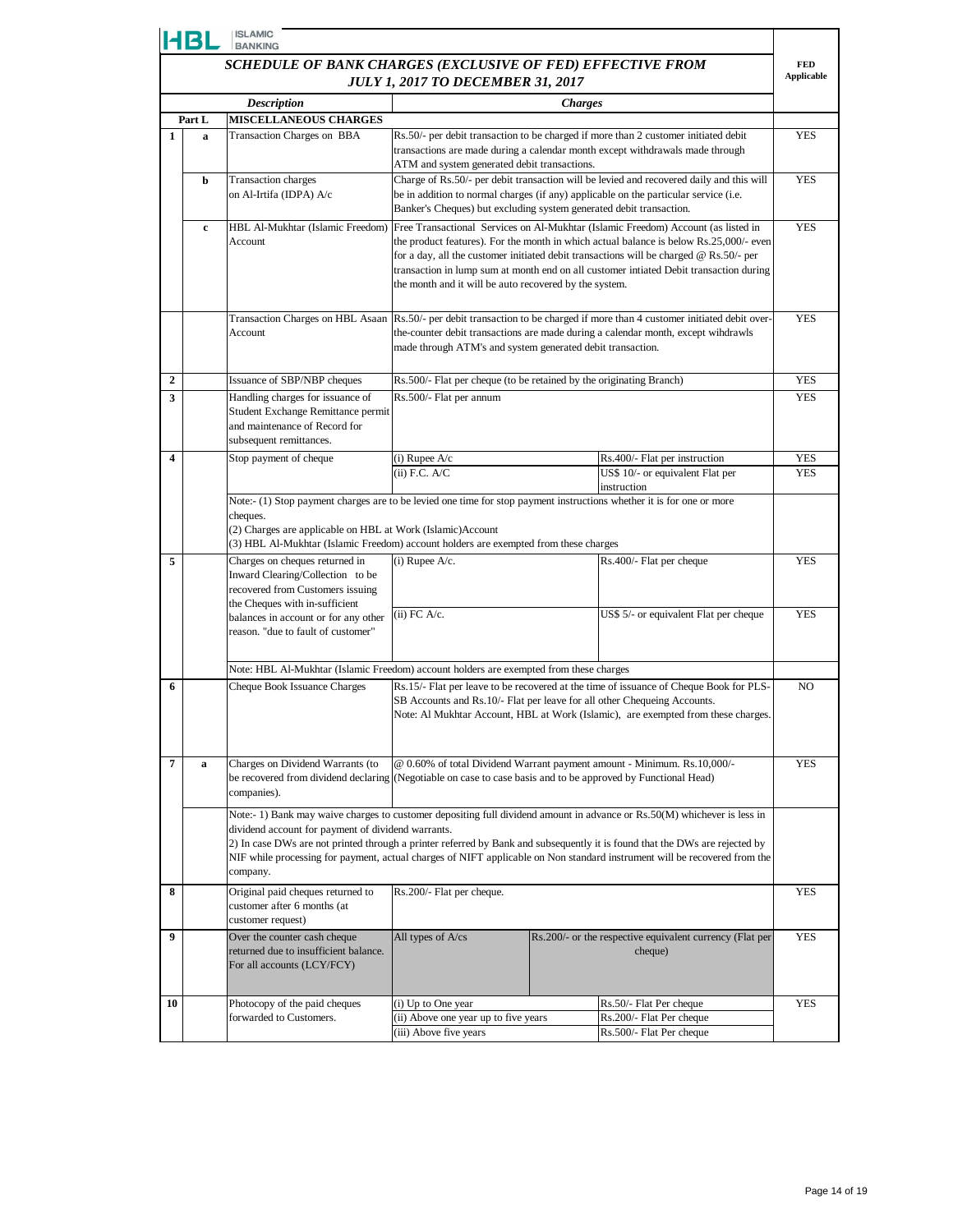HBL ISLAMIC BANKING

## SCHEDULE OF BANK CHARGES (EXCLUSIVE OF FED) EFFECTIVE FROM JULY 1, 2017 TO DECEMBER 31, 2017

| | | Description | Charges | | FED Applicable |
|---|---|---|---|---|---|
| | Part L | MISCELLANEOUS CHARGES | | | |
| 1 | a | Transaction Charges on BBA | Rs.50/- per debit transaction to be charged if more than 2 customer initiated debit transactions are made during a calendar month except withdrawals made through ATM and system generated debit transactions. | | YES |
| | b | Transaction charges on Al-Irtifa (IDPA) A/c | Charge of Rs.50/- per debit transaction will be levied and recovered daily and this will be in addition to normal charges (if any) applicable on the particular service (i.e. Banker's Cheques) but excluding system generated debit transaction. | | YES |
| | c | HBL Al-Mukhtar (Islamic Freedom) Account | Free Transactional Services on Al-Mukhtar (Islamic Freedom) Account (as listed in the product features). For the month in which actual balance is below Rs.25,000/- even for a day, all the customer initiated debit transactions will be charged @ Rs.50/- per transaction in lump sum at month end on all customer intiated Debit transaction during the month and it will be auto recovered by the system. | | YES |
| | | Transaction Charges on HBL Asaan Account | Rs.50/- per debit transaction to be charged if more than 4 customer initiated debit over-the-counter debit transactions are made during a calendar month, except wihdrawls made through ATM's and system generated debit transaction. | | YES |
| 2 | | Issuance of SBP/NBP cheques | Rs.500/- Flat per cheque (to be retained by the originating Branch) | | YES |
| 3 | | Handling charges for issuance of Student Exchange Remittance permit and maintenance of Record for subsequent remittances. | Rs.500/- Flat per annum | | YES |
| 4 | | Stop payment of cheque | (i) Rupee A/c | Rs.400/- Flat per instruction | YES |
| | | | (ii) F.C. A/C | US$ 10/- or equivalent Flat per instruction | YES |
| | | Note:- (1) Stop payment charges are to be levied one time for stop payment instructions whether it is for one or more cheques.<br>(2) Charges are applicable on HBL at Work (Islamic)Account<br>(3) HBL Al-Mukhtar (Islamic Freedom) account holders are exempted from these charges | | | |
| 5 | | Charges on cheques returned in Inward Clearing/Collection to be recovered from Customers issuing the Cheques with in-sufficient balances in account or for any other reason. "due to fault of customer" | (i) Rupee A/c. | Rs.400/- Flat per cheque | YES |
| | | | (ii) FC A/c. | US$ 5/- or equivalent Flat per cheque | YES |
| | | Note: HBL Al-Mukhtar (Islamic Freedom) account holders are exempted from these charges | | | |
| 6 | | Cheque Book Issuance Charges | Rs.15/- Flat per leave to be recovered at the time of issuance of Cheque Book for PLS-SB Accounts and Rs.10/- Flat per leave for all other Chequeing Accounts.<br>Note: Al Mukhtar Account, HBL at Work (Islamic), are exempted from these charges. | | NO |
| 7 | a | Charges on Dividend Warrants (to be recovered from dividend declaring companies). | @ 0.60% of total Dividend Warrant payment amount - Minimum. Rs.10,000/- (Negotiable on case to case basis and to be approved by Functional Head) | | YES |
| | | Note:- 1) Bank may waive charges to customer depositing full dividend amount in advance or Rs.50(M) whichever is less in dividend account for payment of dividend warrants.<br>2) In case DWs are not printed through a printer referred by Bank and subsequently it is found that the DWs are rejected by NIF while processing for payment, actual charges of NIFT applicable on Non standard instrument will be recovered from the company. | | | |
| 8 | | Original paid cheques returned to customer after 6 months (at customer request) | Rs.200/- Flat per cheque. | | YES |
| 9 | | Over the counter cash cheque returned due to insufficient balance. For all accounts (LCY/FCY) | All types of A/cs | Rs.200/- or the respective equivalent currency (Flat per cheque) | YES |
| 10 | | Photocopy of the paid cheques forwarded to Customers. | (i) Up to One year | Rs.50/- Flat Per cheque | YES |
| | | | (ii) Above one year up to five years | Rs.200/- Flat Per cheque | |
| | | | (iii) Above five years | Rs.500/- Flat Per cheque | |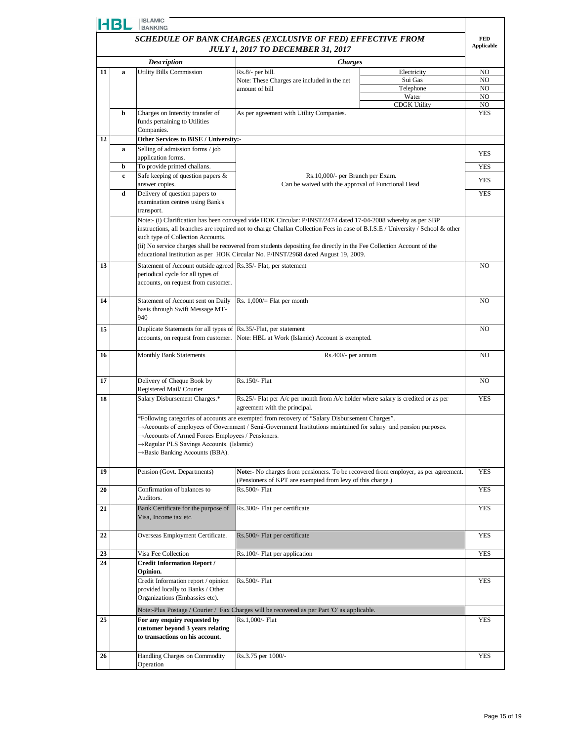HBL ISLAMIC BANKING

## SCHEDULE OF BANK CHARGES (EXCLUSIVE OF FED) EFFECTIVE FROM JULY 1, 2017 TO DECEMBER 31, 2017

| | | Description | Charges | | FED Applicable |
|---|---|---|---|---|---|
| 11 | a | Utility Bills Commission | Rs.8/- per bill. Note: These Charges are included in the net amount of bill | Electricity | NO |
| | | | | Sui Gas | NO |
| | | | | Telephone | NO |
| | | | | Water | NO |
| | | | | CDGK Utility | NO |
| | b | Charges on Intercity transfer of funds pertaining to Utilities Companies. | As per agreement with Utility Companies. | | YES |
| 12 | | **Other Services to BISE / University:-** | | | |
| | a | Selling of admission forms / job application forms. | Rs.10,000/- per Branch per Exam. Can be waived with the approval of Functional Head | | YES |
| | b | To provide printed challans. | | | YES |
| | c | Safe keeping of question papers & answer copies. | | | YES |
| | d | Delivery of question papers to examination centres using Bank's transport. | | | YES |
| | | Note:- (i) Clarification has been conveyed vide HOK Circular: P/INST/2474 dated 17-04-2008 whereby as per SBP instructions, all branches are required not to charge Challan Collection Fees in case of B.I.S.E / University / School & other such type of Collection Accounts. (ii) No service charges shall be recovered from students depositing fee directly in the Fee Collection Account of the educational institution as per HOK Circular No. P/INST/2968 dated August 19, 2009. | | | |
| 13 | | Statement of Account outside agreed periodical cycle for all types of accounts, on request from customer. | Rs.35/- Flat, per statement | | NO |
| 14 | | Statement of Account sent on Daily basis through Swift Message MT-940 | Rs. 1,000/= Flat per month | | NO |
| 15 | | Duplicate Statements for all types of accounts, on request from customer. | Rs.35/-Flat, per statement Note: HBL at Work (Islamic) Account is exempted. | | NO |
| 16 | | Monthly Bank Statements | Rs.400/- per annum | | NO |
| 17 | | Delivery of Cheque Book by Registered Mail/ Courier | Rs.150/- Flat | | NO |
| 18 | | Salary Disbursement Charges.* | Rs.25/- Flat per A/c per month from A/c holder where salary is credited or as per agreement with the principal. | | YES |
| | | *Following categories of accounts are exempted from recovery of "Salary Disbursement Charges". →Accounts of employees of Government / Semi-Government Institutions maintained for salary and pension purposes. →Accounts of Armed Forces Employees / Pensioners. →Regular PLS Savings Accounts. (Islamic) →Basic Banking Accounts (BBA). | | | |
| 19 | | Pension (Govt. Departments) | **Note:-** No charges from pensioners. To be recovered from employer, as per agreement. (Pensioners of KPT are exempted from levy of this charge.) | | YES |
| 20 | | Confirmation of balances to Auditors. | Rs.500/- Flat | | YES |
| 21 | | Bank Certificate for the purpose of Visa, Income tax etc. | Rs.300/- Flat per certificate | | YES |
| 22 | | Overseas Employment Certificate. | Rs.500/- Flat per certificate | | YES |
| 23 | | Visa Fee Collection | Rs.100/- Flat per application | | YES |
| 24 | | **Credit Information Report / Opinion.** | | | |
| | | Credit Information report / opinion provided locally to Banks / Other Organizations (Embassies etc). | Rs.500/- Flat | | YES |
| | | Note:-Plus Postage / Courier / Fax Charges will be recovered as per Part 'O' as applicable. | | | |
| 25 | | **For any enquiry requested by customer beyond 3 years relating to transactions on his account.** | Rs.1,000/- Flat | | YES |
| 26 | | Handling Charges on Commodity Operation | Rs.3.75 per 1000/- | | YES |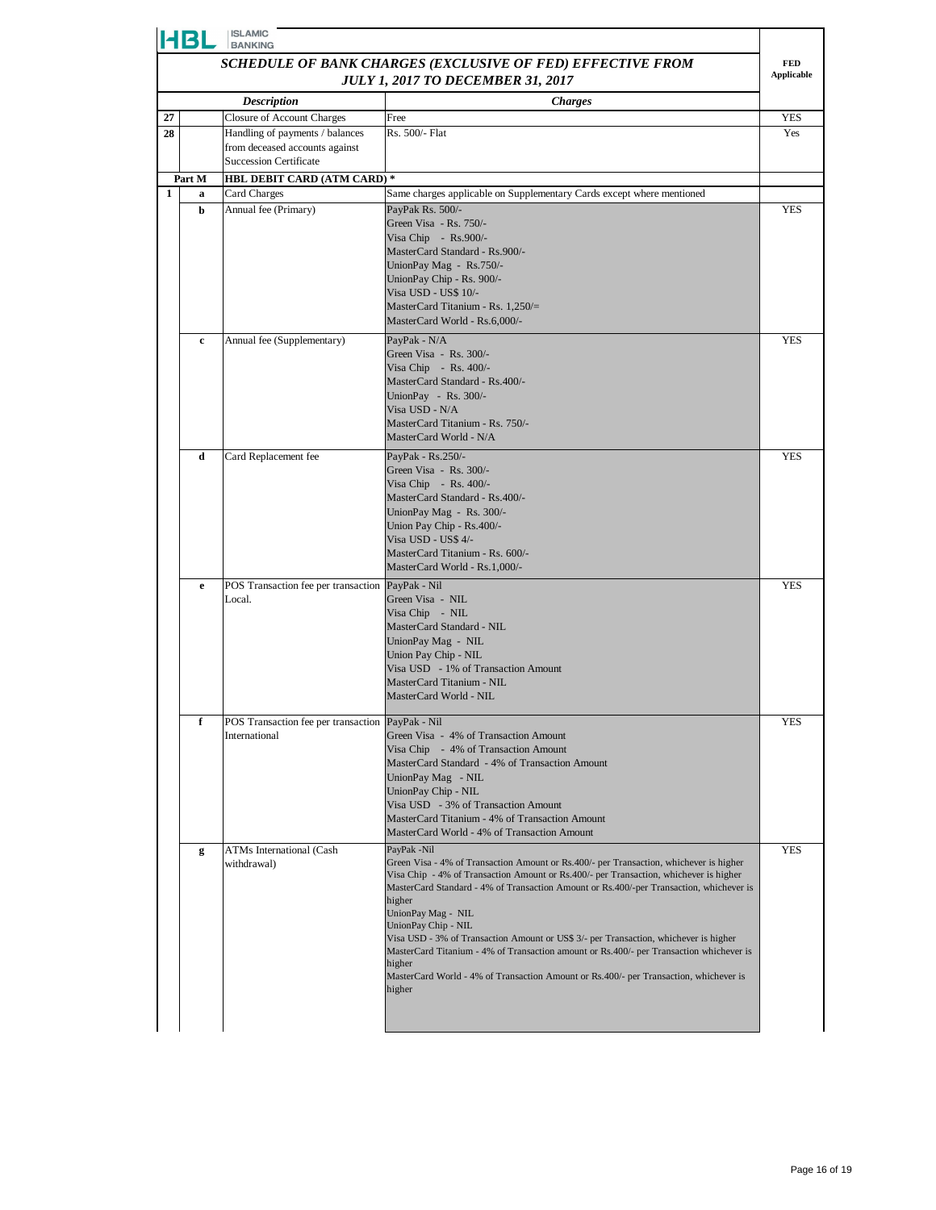# SCHEDULE OF BANK CHARGES (EXCLUSIVE OF FED) EFFECTIVE FROM JULY 1, 2017 TO DECEMBER 31, 2017

| | | Description | Charges | FED Applicable |
|---|---|---|---|---|
| 27 | | Closure of Account Charges | Free | YES |
| 28 | | Handling of payments / balances from deceased accounts against Succession Certificate | Rs. 500/- Flat | Yes |
| Part M | | **HBL DEBIT CARD (ATM CARD) *** | | |
| 1 | a | Card Charges | Same charges applicable on Supplementary Cards except where mentioned | |
| | b | Annual fee (Primary) | PayPak Rs. 500/-<br>Green Visa - Rs. 750/-<br>Visa Chip - Rs.900/-<br>MasterCard Standard - Rs.900/-<br>UnionPay Mag - Rs.750/-<br>UnionPay Chip - Rs. 900/-<br>Visa USD - US$ 10/-<br>MasterCard Titanium - Rs. 1,250/=<br>MasterCard World - Rs.6,000/- | YES |
| | c | Annual fee (Supplementary) | PayPak - N/A<br>Green Visa - Rs. 300/-<br>Visa Chip - Rs. 400/-<br>MasterCard Standard - Rs.400/-<br>UnionPay - Rs. 300/-<br>Visa USD - N/A<br>MasterCard Titanium - Rs. 750/-<br>MasterCard World - N/A | YES |
| | d | Card Replacement fee | PayPak - Rs.250/-<br>Green Visa - Rs. 300/-<br>Visa Chip - Rs. 400/-<br>MasterCard Standard - Rs.400/-<br>UnionPay Mag - Rs. 300/-<br>Union Pay Chip - Rs.400/-<br>Visa USD - US$ 4/-<br>MasterCard Titanium - Rs. 600/-<br>MasterCard World - Rs.1,000/- | YES |
| | e | POS Transaction fee per transaction Local. | PayPak - Nil<br>Green Visa - NIL<br>Visa Chip - NIL<br>MasterCard Standard - NIL<br>UnionPay Mag - NIL<br>Union Pay Chip - NIL<br>Visa USD - 1% of Transaction Amount<br>MasterCard Titanium - NIL<br>MasterCard World - NIL | YES |
| | f | POS Transaction fee per transaction International | PayPak - Nil<br>Green Visa - 4% of Transaction Amount<br>Visa Chip - 4% of Transaction Amount<br>MasterCard Standard - 4% of Transaction Amount<br>UnionPay Mag - NIL<br>UnionPay Chip - NIL<br>Visa USD - 3% of Transaction Amount<br>MasterCard Titanium - 4% of Transaction Amount<br>MasterCard World - 4% of Transaction Amount | YES |
| | g | ATMs International (Cash withdrawal) | PayPak -Nil<br>Green Visa - 4% of Transaction Amount or Rs.400/- per Transaction, whichever is higher<br>Visa Chip - 4% of Transaction Amount or Rs.400/- per Transaction, whichever is higher<br>MasterCard Standard - 4% of Transaction Amount or Rs.400/-per Transaction, whichever is higher<br>UnionPay Mag - NIL<br>UnionPay Chip - NIL<br>Visa USD - 3% of Transaction Amount or US$ 3/- per Transaction, whichever is higher<br>MasterCard Titanium - 4% of Transaction amount or Rs.400/- per Transaction whichever is higher<br>MasterCard World - 4% of Transaction Amount or Rs.400/- per Transaction, whichever is higher | YES |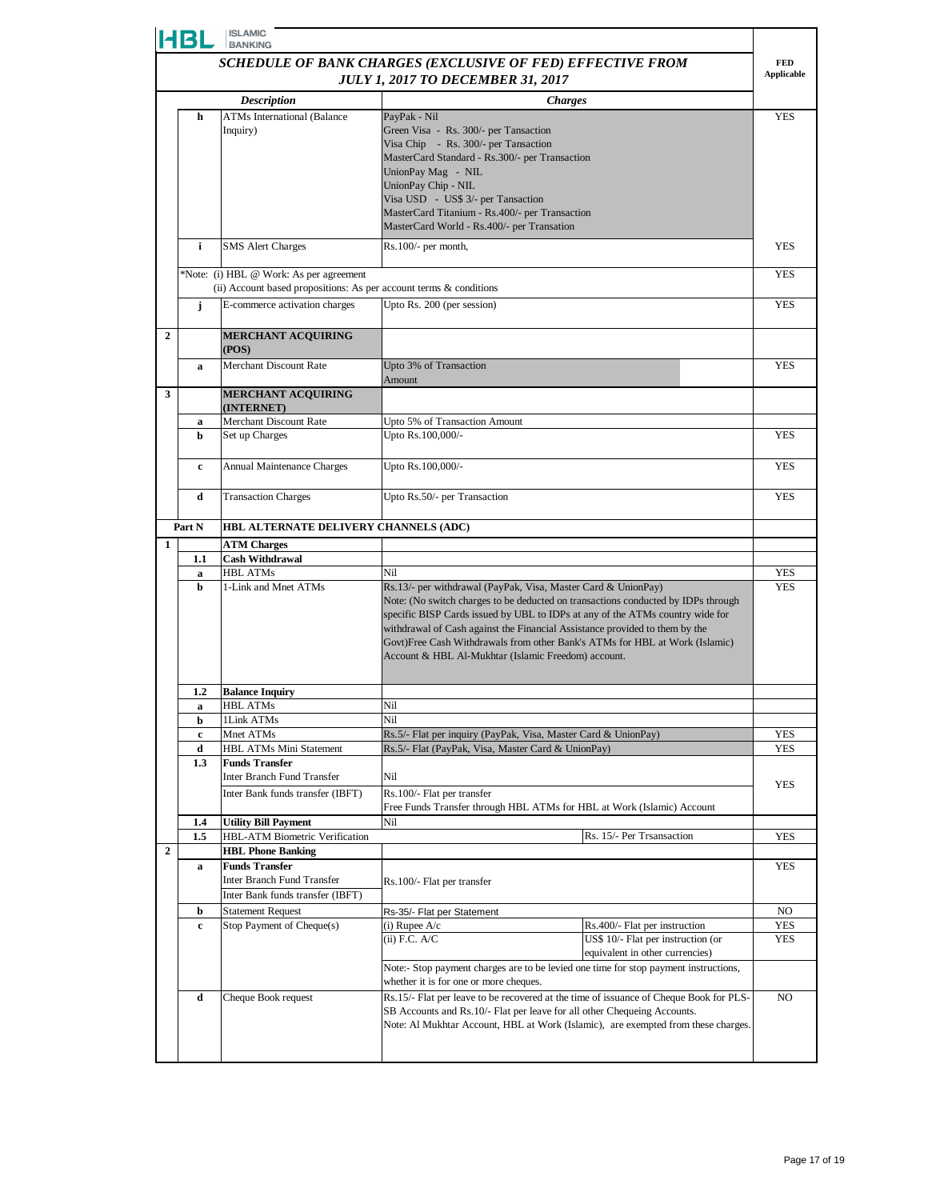**HBL** | ISLAMIC BANKING

## *SCHEDULE OF BANK CHARGES (EXCLUSIVE OF FED) EFFECTIVE FROM JULY 1, 2017 TO DECEMBER 31, 2017*

| | | *Description* | *Charges* | | FED Applicable |
|---|---|---|---|---|---|
| | h | ATMs International (Balance Inquiry) | PayPak - Nil<br>Green Visa - Rs. 300/- per Tansaction<br>Visa Chip - Rs. 300/- per Tansaction<br>MasterCard Standard - Rs.300/- per Transaction<br>UnionPay Mag - NIL<br>UnionPay Chip - NIL<br>Visa USD - US$ 3/- per Tansaction<br>MasterCard Titanium - Rs.400/- per Transaction<br>MasterCard World - Rs.400/- per Transation | | YES |
| | i | SMS Alert Charges | Rs.100/- per month, | | YES |
| | *Note: (i) HBL @ Work: As per agreement<br>(ii) Account based propositions: As per account terms & conditions | | | | YES |
| | j | E-commerce activation charges | Upto Rs. 200 (per session) | | YES |
| 2 | | **MERCHANT ACQUIRING (POS)** | | | |
| | a | Merchant Discount Rate | Upto 3% of Transaction Amount | | YES |
| 3 | | **MERCHANT ACQUIRING (INTERNET)** | | | |
| | a | Merchant Discount Rate | Upto 5% of Transaction Amount | | |
| | b | Set up Charges | Upto Rs.100,000/- | | YES |
| | c | Annual Maintenance Charges | Upto Rs.100,000/- | | YES |
| | d | Transaction Charges | Upto Rs.50/- per Transaction | | YES |
| **Part N** | | **HBL ALTERNATE DELIVERY CHANNELS (ADC)** | | | |
| 1 | | **ATM Charges** | | | |
| | 1.1 | **Cash Withdrawal** | | | |
| | a | HBL ATMs | Nil | | YES |
| | b | 1-Link and Mnet ATMs | Rs.13/- per withdrawal (PayPak, Visa, Master Card & UnionPay)<br>Note: (No switch charges to be deducted on transactions conducted by IDPs through specific BISP Cards issued by UBL to IDPs at any of the ATMs country wide for withdrawal of Cash against the Financial Assistance provided to them by the Govt)Free Cash Withdrawals from other Bank's ATMs for HBL at Work (Islamic) Account & HBL Al-Mukhtar (Islamic Freedom) account. | | YES |
| | 1.2 | **Balance Inquiry** | | | |
| | a | HBL ATMs | Nil | | |
| | b | 1Link ATMs | Nil | | |
| | c | Mnet ATMs | Rs.5/- Flat per inquiry (PayPak, Visa, Master Card & UnionPay) | | YES |
| | d | HBL ATMs Mini Statement | Rs.5/- Flat (PayPak, Visa, Master Card & UnionPay) | | YES |
| | 1.3 | **Funds Transfer**<br>Inter Branch Fund Transfer | Nil | | YES |
| | | Inter Bank funds transfer (IBFT) | Rs.100/- Flat per transfer<br>Free Funds Transfer through HBL ATMs for HBL at Work (Islamic) Account | | |
| | 1.4 | **Utility Bill Payment** | Nil | | |
| | 1.5 | HBL-ATM Biometric Verification | | Rs. 15/- Per Trsansaction | YES |
| 2 | | **HBL Phone Banking** | | | |
| | a | **Funds Transfer**<br>Inter Branch Fund Transfer<br>Inter Bank funds transfer (IBFT) | Rs.100/- Flat per transfer | | YES |
| | b | Statement Request | Rs-35/- Flat per Statement | | NO |
| | c | Stop Payment of Cheque(s) | (i) Rupee A/c | Rs.400/- Flat per instruction | YES |
| | | | (ii) F.C. A/C | US$ 10/- Flat per instruction (or equivalent in other currencies) | YES |
| | | | Note:- Stop payment charges are to be levied one time for stop payment instructions, whether it is for one or more cheques. | | |
| | d | Cheque Book request | Rs.15/- Flat per leave to be recovered at the time of issuance of Cheque Book for PLS-SB Accounts and Rs.10/- Flat per leave for all other Chequeing Accounts.<br>Note: Al Mukhtar Account, HBL at Work (Islamic), are exempted from these charges. | | NO |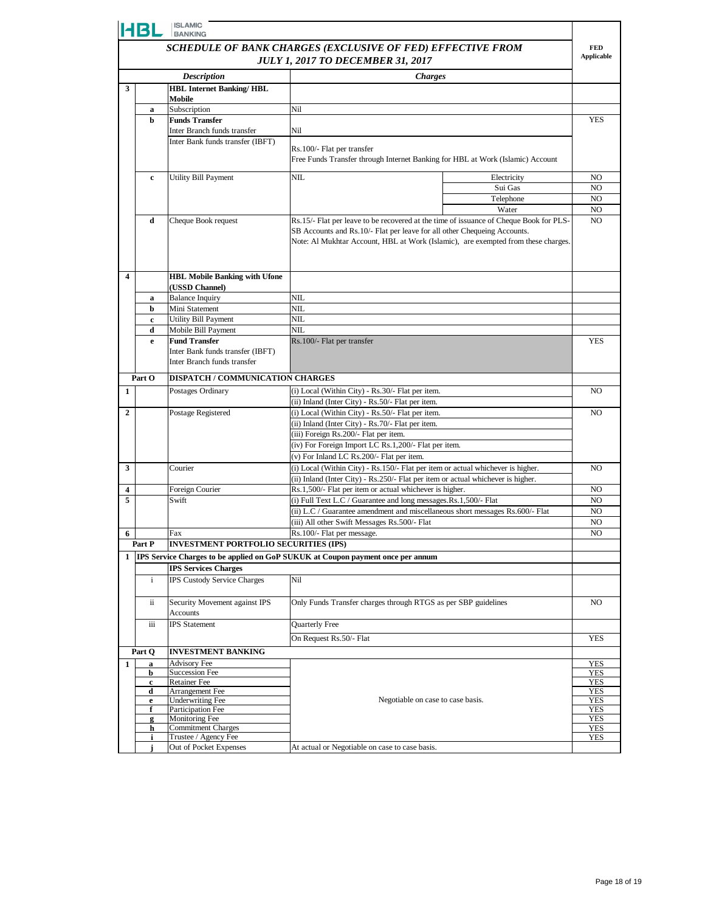HBL ISLAMIC BANKING

## SCHEDULE OF BANK CHARGES (EXCLUSIVE OF FED) EFFECTIVE FROM JULY 1, 2017 TO DECEMBER 31, 2017

| | | Description | Charges | | FED Applicable |
|---|---|---|---|---|---|
| **3** | | **HBL Internet Banking/ HBL Mobile** | | | |
| | **a** | Subscription | Nil | | |
| | **b** | **Funds Transfer** | | | YES |
| | | Inter Branch funds transfer | Nil | | |
| | | Inter Bank funds transfer (IBFT) | Rs.100/- Flat per transfer<br>Free Funds Transfer through Internet Banking for HBL at Work (Islamic) Account | | |
| | **c** | Utility Bill Payment | NIL | Electricity | NO |
| | | | | Sui Gas | NO |
| | | | | Telephone | NO |
| | | | | Water | NO |
| | **d** | Cheque Book request | Rs.15/- Flat per leave to be recovered at the time of issuance of Cheque Book for PLS-SB Accounts and Rs.10/- Flat per leave for all other Chequeing Accounts.<br>Note: Al Mukhtar Account, HBL at Work (Islamic), are exempted from these charges. | | NO |
| **4** | | **HBL Mobile Banking with Ufone (USSD Channel)** | | | |
| | **a** | Balance Inquiry | NIL | | |
| | **b** | Mini Statement | NIL | | |
| | **c** | Utility Bill Payment | NIL | | |
| | **d** | Mobile Bill Payment | NIL | | |
| | **e** | **Fund Transfer**<br>Inter Bank funds transfer (IBFT)<br>Inter Branch funds transfer | Rs.100/- Flat per transfer | | YES |
| **Part O** | | **DISPATCH / COMMUNICATION CHARGES** | | | |
| **1** | | Postages Ordinary | (i) Local (Within City) - Rs.30/- Flat per item.<br>(ii) Inland (Inter City) - Rs.50/- Flat per item. | | NO |
| **2** | | Postage Registered | (i) Local (Within City) - Rs.50/- Flat per item.<br>(ii) Inland (Inter City) - Rs.70/- Flat per item.<br>(iii) Foreign Rs.200/- Flat per item.<br>(iv) For Foreign Import LC Rs.1,200/- Flat per item.<br>(v) For Inland LC Rs.200/- Flat per item. | | NO |
| **3** | | Courier | (i) Local (Within City) - Rs.150/- Flat per item or actual whichever is higher.<br>(ii) Inland (Inter City) - Rs.250/- Flat per item or actual whichever is higher. | | NO |
| **4** | | Foreign Courier | Rs.1,500/- Flat per item or actual whichever is higher. | | NO |
| **5** | | Swift | (i) Full Text L.C / Guarantee and long messages.Rs.1,500/- Flat | | NO |
| | | | (ii) L.C / Guarantee amendment and miscellaneous short messages Rs.600/- Flat | | NO |
| | | | (iii) All other Swift Messages Rs.500/- Flat | | NO |
| **6** | | Fax | Rs.100/- Flat per message. | | NO |
| **Part P** | | **INVESTMENT PORTFOLIO SECURITIES (IPS)** | | | |
| **1** | | **IPS Service Charges to be applied on GoP SUKUK at Coupon payment once per annum** | | | |
| | | **IPS Services Charges** | | | |
| | i | IPS Custody Service Charges | Nil | | |
| | ii | Security Movement against IPS Accounts | Only Funds Transfer charges through RTGS as per SBP guidelines | | NO |
| | iii | IPS Statement | Quarterly Free | | |
| | | | On Request Rs.50/- Flat | | YES |
| **Part Q** | | **INVESTMENT BANKING** | | | |
| **1** | **a** | Advisory Fee | Negotiable on case to case basis. | | YES |
| | **b** | Succession Fee | | | YES |
| | **c** | Retainer Fee | | | YES |
| | **d** | Arrangement Fee | | | YES |
| | **e** | Underwriting Fee | | | YES |
| | **f** | Participation Fee | | | YES |
| | **g** | Monitoring Fee | | | YES |
| | **h** | Commitment Charges | | | YES |
| | **i** | Trustee / Agency Fee | | | YES |
| | **j** | Out of Pocket Expenses | At actual or Negotiable on case to case basis. | | |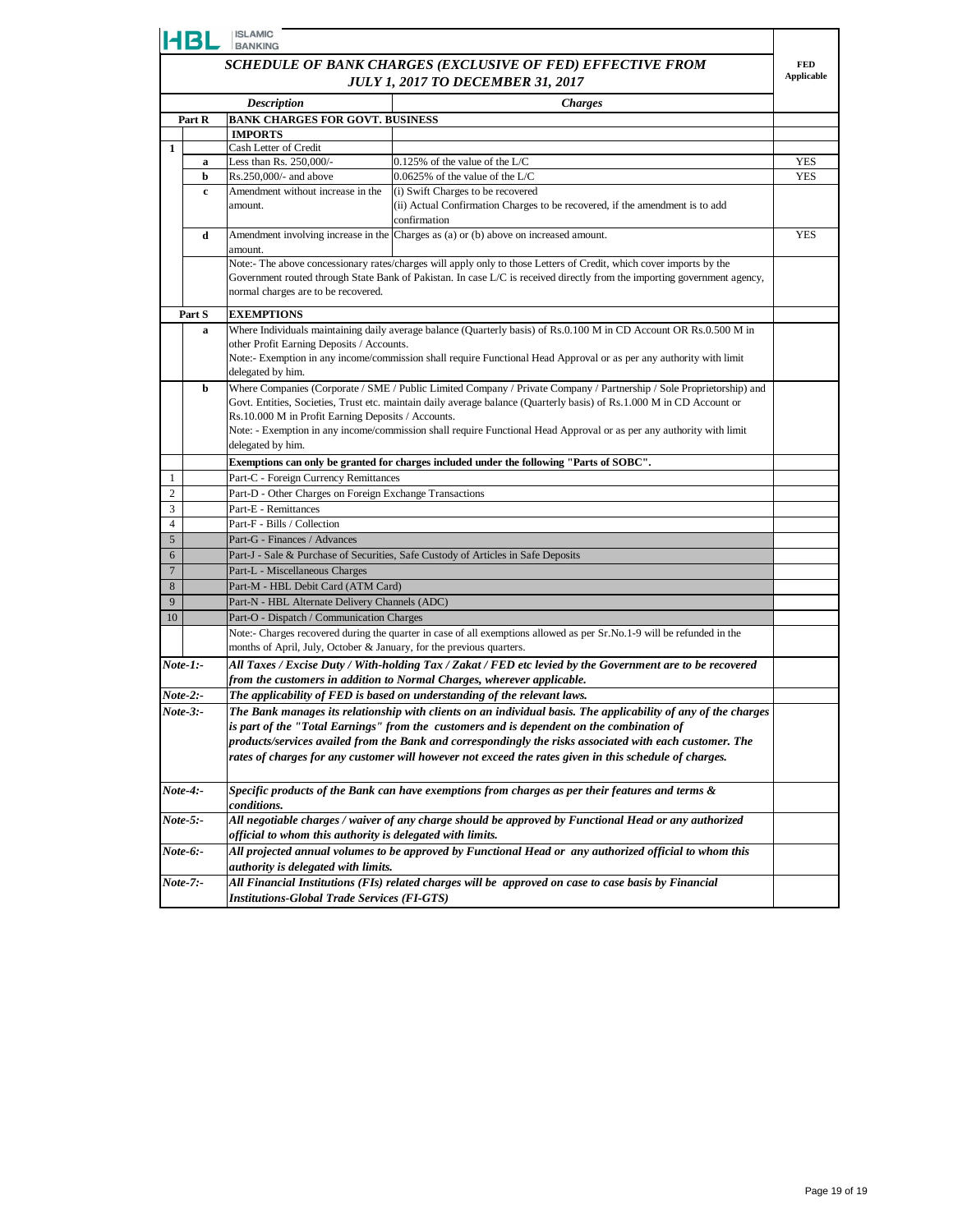HBL ISLAMIC BANKING

## *SCHEDULE OF BANK CHARGES (EXCLUSIVE OF FED) EFFECTIVE FROM JULY 1, 2017 TO DECEMBER 31, 2017*

| | | *Description* | *Charges* | FED Applicable |
|---|---|---|---|---|
| **Part R** | | **BANK CHARGES FOR GOVT. BUSINESS** | | |
| | | **IMPORTS** | | |
| **1** | | Cash Letter of Credit | | |
| | **a** | Less than Rs. 250,000/- | 0.125% of the value of the L/C | YES |
| | **b** | Rs.250,000/- and above | 0.0625% of the value of the L/C | YES |
| | **c** | Amendment without increase in the amount. | (i) Swift Charges to be recovered<br>(ii) Actual Confirmation Charges to be recovered, if the amendment is to add confirmation | |
| | **d** | Amendment involving increase in the amount. | Charges as (a) or (b) above on increased amount. | YES |
| | | Note:- The above concessionary rates/charges will apply only to those Letters of Credit, which cover imports by the Government routed through State Bank of Pakistan. In case L/C is received directly from the importing government agency, normal charges are to be recovered. | | |
| **Part S** | | **EXEMPTIONS** | | |
| | **a** | Where Individuals maintaining daily average balance (Quarterly basis) of Rs.0.100 M in CD Account OR Rs.0.500 M in other Profit Earning Deposits / Accounts.<br>Note:- Exemption in any income/commission shall require Functional Head Approval or as per any authority with limit delegated by him. | | |
| | **b** | Where Companies (Corporate / SME / Public Limited Company / Private Company / Partnership / Sole Proprietorship) and Govt. Entities, Societies, Trust etc. maintain daily average balance (Quarterly basis) of Rs.1.000 M in CD Account or Rs.10.000 M in Profit Earning Deposits / Accounts.<br>Note: - Exemption in any income/commission shall require Functional Head Approval or as per any authority with limit delegated by him. | | |
| | | **Exemptions can only be granted for charges included under the following "Parts of SOBC".** | | |
| 1 | | Part-C - Foreign Currency Remittances | | |
| 2 | | Part-D - Other Charges on Foreign Exchange Transactions | | |
| 3 | | Part-E - Remittances | | |
| 4 | | Part-F - Bills / Collection | | |
| 5 | | Part-G - Finances / Advances | | |
| 6 | | Part-J - Sale & Purchase of Securities, Safe Custody of Articles in Safe Deposits | | |
| 7 | | Part-L - Miscellaneous Charges | | |
| 8 | | Part-M - HBL Debit Card (ATM Card) | | |
| 9 | | Part-N - HBL Alternate Delivery Channels (ADC) | | |
| 10 | | Part-O - Dispatch / Communication Charges | | |
| | | Note:- Charges recovered during the quarter in case of all exemptions allowed as per Sr.No.1-9 will be refunded in the months of April, July, October & January, for the previous quarters. | | |

***Note-1:-*** ***All Taxes / Excise Duty / With-holding Tax / Zakat / FED etc levied by the Government are to be recovered from the customers in addition to Normal Charges, wherever applicable.***

***Note-2:-*** ***The applicability of FED is based on understanding of the relevant laws.***

***Note-3:-*** ***The Bank manages its relationship with clients on an individual basis. The applicability of any of the charges is part of the "Total Earnings" from the customers and is dependent on the combination of products/services availed from the Bank and correspondingly the risks associated with each customer. The rates of charges for any customer will however not exceed the rates given in this schedule of charges.***

***Note-4:-*** ***Specific products of the Bank can have exemptions from charges as per their features and terms & conditions.***

***Note-5:-*** ***All negotiable charges / waiver of any charge should be approved by Functional Head or any authorized official to whom this authority is delegated with limits.***

***Note-6:-*** ***All projected annual volumes to be approved by Functional Head or any authorized official to whom this authority is delegated with limits.***

***Note-7:-*** ***All Financial Institutions (FIs) related charges will be approved on case to case basis by Financial Institutions-Global Trade Services (FI-GTS)***